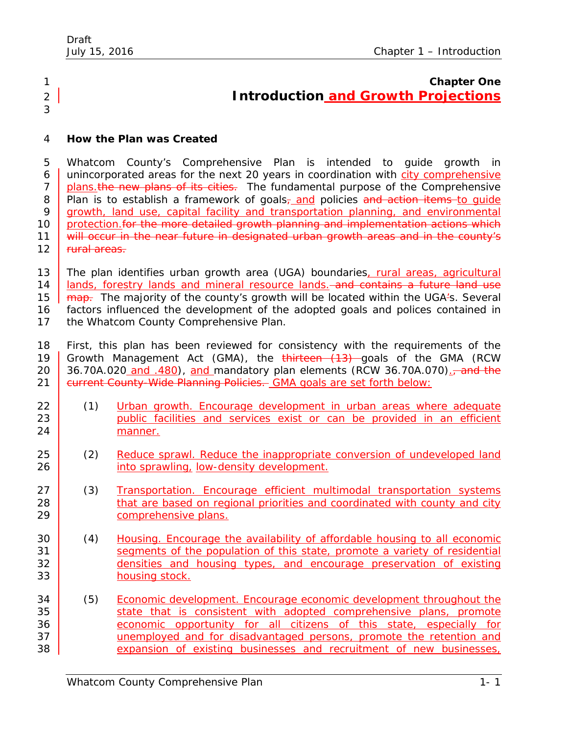# Chapter One

# Introduction and Growth Projections

## How the Plan was Created

Whatcom County's Comprehensive Plan is intended to guide growth in unincorporated areas for the next 20 years in coordination with city comprehensive plans.~~the new plans of its cities.~~ The fundamental purpose of the Comprehensive Plan is to establish a framework of goals~~,~~ and policies ~~and action items~~ to guide growth, land use, capital facility and transportation planning, and environmental protection.~~for the more detailed growth planning and implementation actions which will occur in the near future in designated urban growth areas and in the county's rural areas.~~

The plan identifies urban growth area (UGA) boundaries, rural areas, agricultural lands, forestry lands and mineral resource lands.~~and contains a future land use map.~~ The majority of the county's growth will be located within the UGA~~'~~s. Several factors influenced the development of the adopted goals and polices contained in the Whatcom County Comprehensive Plan.

First, this plan has been reviewed for consistency with the requirements of the Growth Management Act (GMA), the ~~thirteen (13)~~ goals of the GMA (RCW 36.70A.020 and .480), and mandatory plan elements (RCW 36.70A.070).~~, and the current County-Wide Planning Policies.~~ GMA goals are set forth below:

(1) Urban growth. Encourage development in urban areas where adequate public facilities and services exist or can be provided in an efficient manner.

(2) Reduce sprawl. Reduce the inappropriate conversion of undeveloped land into sprawling, low-density development.

(3) Transportation. Encourage efficient multimodal transportation systems that are based on regional priorities and coordinated with county and city comprehensive plans.

(4) Housing. Encourage the availability of affordable housing to all economic segments of the population of this state, promote a variety of residential densities and housing types, and encourage preservation of existing housing stock.

(5) Economic development. Encourage economic development throughout the state that is consistent with adopted comprehensive plans, promote economic opportunity for all citizens of this state, especially for unemployed and for disadvantaged persons, promote the retention and expansion of existing businesses and recruitment of new businesses,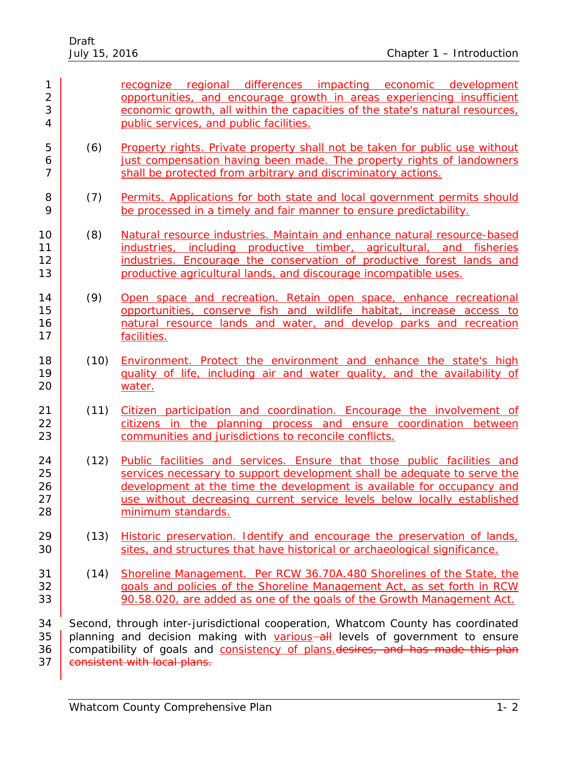recognize regional differences impacting economic development opportunities, and encourage growth in areas experiencing insufficient economic growth, all within the capacities of the state's natural resources, public services, and public facilities.

(6) Property rights. Private property shall not be taken for public use without just compensation having been made. The property rights of landowners shall be protected from arbitrary and discriminatory actions.

(7) Permits. Applications for both state and local government permits should be processed in a timely and fair manner to ensure predictability.

(8) Natural resource industries. Maintain and enhance natural resource-based industries, including productive timber, agricultural, and fisheries industries. Encourage the conservation of productive forest lands and productive agricultural lands, and discourage incompatible uses.

(9) Open space and recreation. Retain open space, enhance recreational opportunities, conserve fish and wildlife habitat, increase access to natural resource lands and water, and develop parks and recreation facilities.

(10) Environment. Protect the environment and enhance the state's high quality of life, including air and water quality, and the availability of water.

(11) Citizen participation and coordination. Encourage the involvement of citizens in the planning process and ensure coordination between communities and jurisdictions to reconcile conflicts.

(12) Public facilities and services. Ensure that those public facilities and services necessary to support development shall be adequate to serve the development at the time the development is available for occupancy and use without decreasing current service levels below locally established minimum standards.

(13) Historic preservation. Identify and encourage the preservation of lands, sites, and structures that have historical or archaeological significance.

(14) Shoreline Management. Per RCW 36.70A.480 Shorelines of the State, the goals and policies of the Shoreline Management Act, as set forth in RCW 90.58.020, are added as one of the goals of the Growth Management Act.

Second, through inter-jurisdictional cooperation, Whatcom County has coordinated planning and decision making with various ~~all~~ levels of government to ensure compatibility of goals and consistency of plans.~~desires, and has made this plan consistent with local plans.~~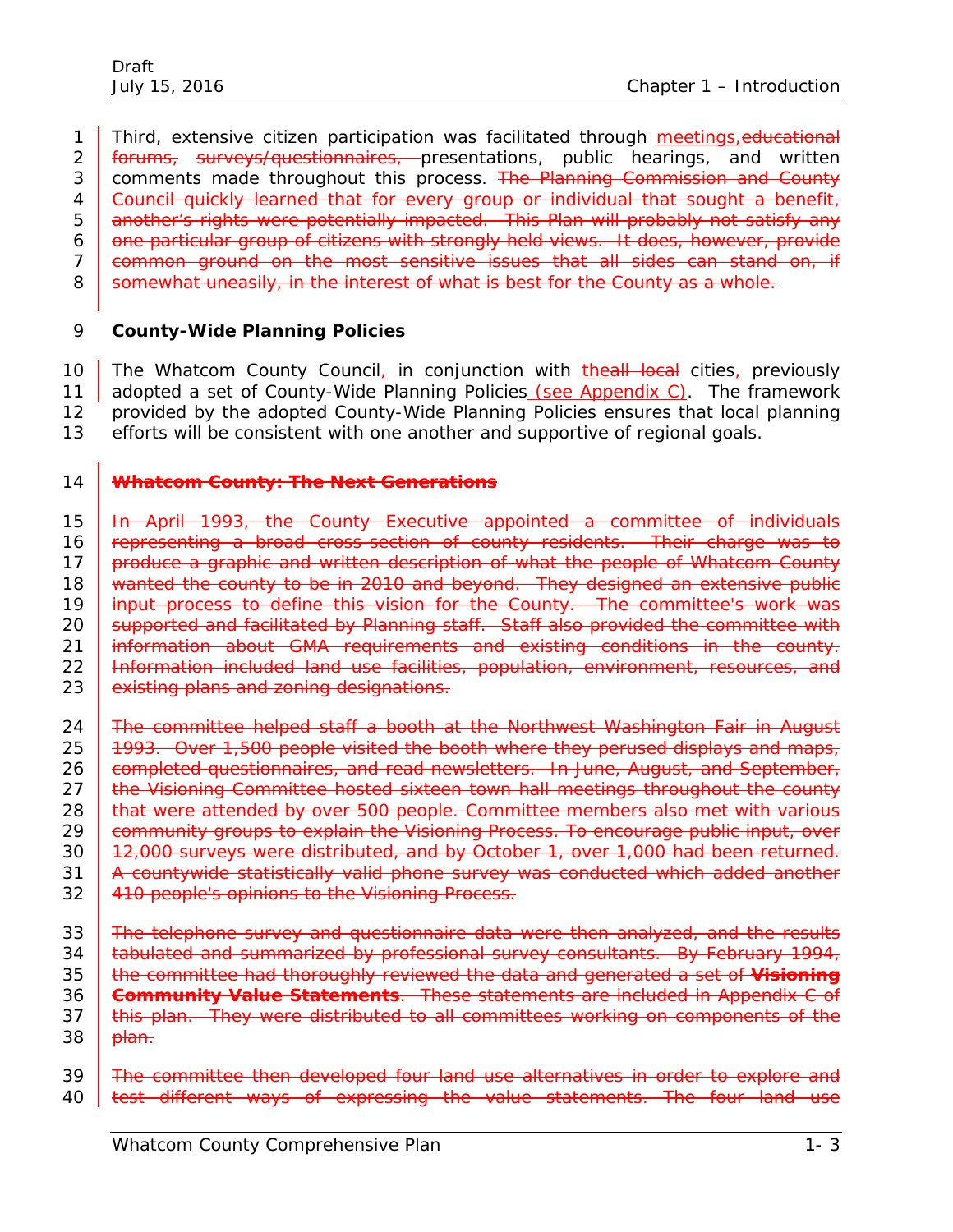Third, extensive citizen participation was facilitated through meetings,~~educational forums, surveys/questionnaires,~~ presentations, public hearings, and written comments made throughout this process. ~~The Planning Commission and County Council quickly learned that for every group or individual that sought a benefit, another's rights were potentially impacted. This Plan will probably not satisfy any one particular group of citizens with strongly held views. It does, however, provide common ground on the most sensitive issues that all sides can stand on, if somewhat uneasily, in the interest of what is best for the County as a whole.~~

**County-Wide Planning Policies**

The Whatcom County Council, in conjunction with the~~all local~~ cities, previously adopted a set of County-Wide Planning Policies (see Appendix C). The framework provided by the adopted County-Wide Planning Policies ensures that local planning efforts will be consistent with one another and supportive of regional goals.

~~**Whatcom County: The Next Generations**~~

~~In April 1993, the County Executive appointed a committee of individuals representing a broad cross-section of county residents. Their charge was to produce a graphic and written description of what the people of Whatcom County wanted the county to be in 2010 and beyond. They designed an extensive public input process to define this vision for the County. The committee's work was supported and facilitated by Planning staff. Staff also provided the committee with information about GMA requirements and existing conditions in the county. Information included land use facilities, population, environment, resources, and existing plans and zoning designations.~~

~~The committee helped staff a booth at the Northwest Washington Fair in August 1993. Over 1,500 people visited the booth where they perused displays and maps, completed questionnaires, and read newsletters. In June, August, and September, the Visioning Committee hosted sixteen town hall meetings throughout the county that were attended by over 500 people. Committee members also met with various community groups to explain the Visioning Process. To encourage public input, over 12,000 surveys were distributed, and by October 1, over 1,000 had been returned. A countywide statistically valid phone survey was conducted which added another 410 people's opinions to the Visioning Process.~~

~~The telephone survey and questionnaire data were then analyzed, and the results tabulated and summarized by professional survey consultants. By February 1994, the committee had thoroughly reviewed the data and generated a set of **Visioning Community Value Statements**. These statements are included in Appendix C of this plan. They were distributed to all committees working on components of the plan.~~

~~The committee then developed four land use alternatives in order to explore and test different ways of expressing the value statements. The four land use~~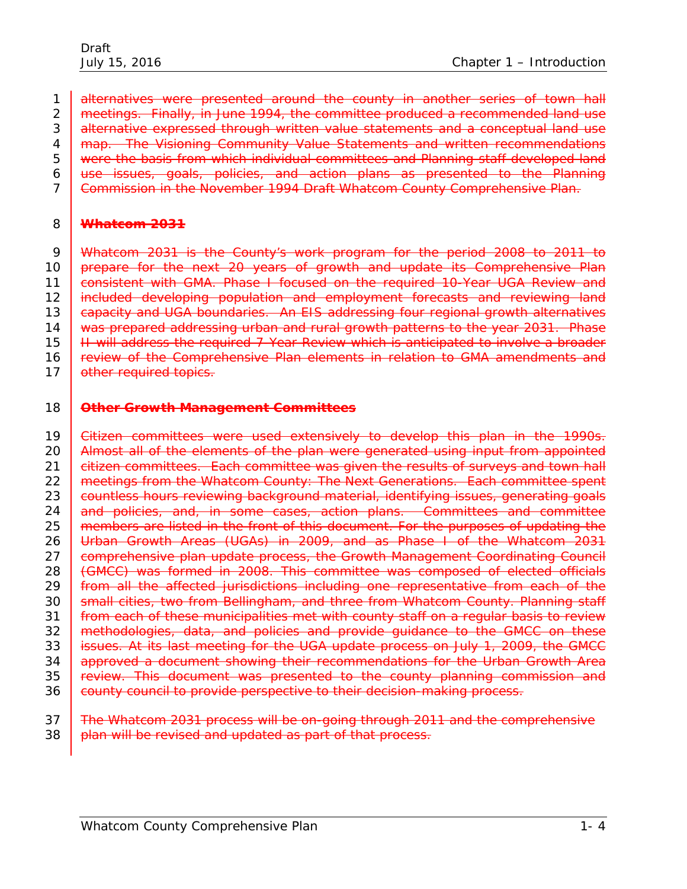~~alternatives were presented around the county in another series of town hall meetings. Finally, in June 1994, the committee produced a recommended land use alternative expressed through written value statements and a conceptual land use map. The Visioning Community Value Statements and written recommendations were the basis from which individual committees and Planning staff developed land use issues, goals, policies, and action plans as presented to the Planning Commission in the November 1994 Draft Whatcom County Comprehensive Plan.~~

### ~~Whatcom 2031~~

~~Whatcom 2031 is the County's work program for the period 2008 to 2011 to prepare for the next 20 years of growth and update its Comprehensive Plan consistent with GMA. Phase I focused on the required 10-Year UGA Review and included developing population and employment forecasts and reviewing land capacity and UGA boundaries. An EIS addressing four regional growth alternatives was prepared addressing urban and rural growth patterns to the year 2031. Phase II will address the required 7 Year Review which is anticipated to involve a broader review of the Comprehensive Plan elements in relation to GMA amendments and other required topics.~~

### ~~Other Growth Management Committees~~

~~Citizen committees were used extensively to develop this plan in the 1990s. Almost all of the elements of the plan were generated using input from appointed citizen committees. Each committee was given the results of surveys and town hall meetings from the Whatcom County: The Next Generations. Each committee spent countless hours reviewing background material, identifying issues, generating goals and policies, and, in some cases, action plans. Committees and committee members are listed in the front of this document. For the purposes of updating the Urban Growth Areas (UGAs) in 2009, and as Phase I of the Whatcom 2031 comprehensive plan update process, the Growth Management Coordinating Council (GMCC) was formed in 2008. This committee was composed of elected officials from all the affected jurisdictions including one representative from each of the small cities, two from Bellingham, and three from Whatcom County. Planning staff from each of these municipalities met with county staff on a regular basis to review methodologies, data, and policies and provide guidance to the GMCC on these issues. At its last meeting for the UGA update process on July 1, 2009, the GMCC approved a document showing their recommendations for the Urban Growth Area review. This document was presented to the county planning commission and county council to provide perspective to their decision-making process.~~

~~The Whatcom 2031 process will be on-going through 2011 and the comprehensive plan will be revised and updated as part of that process.~~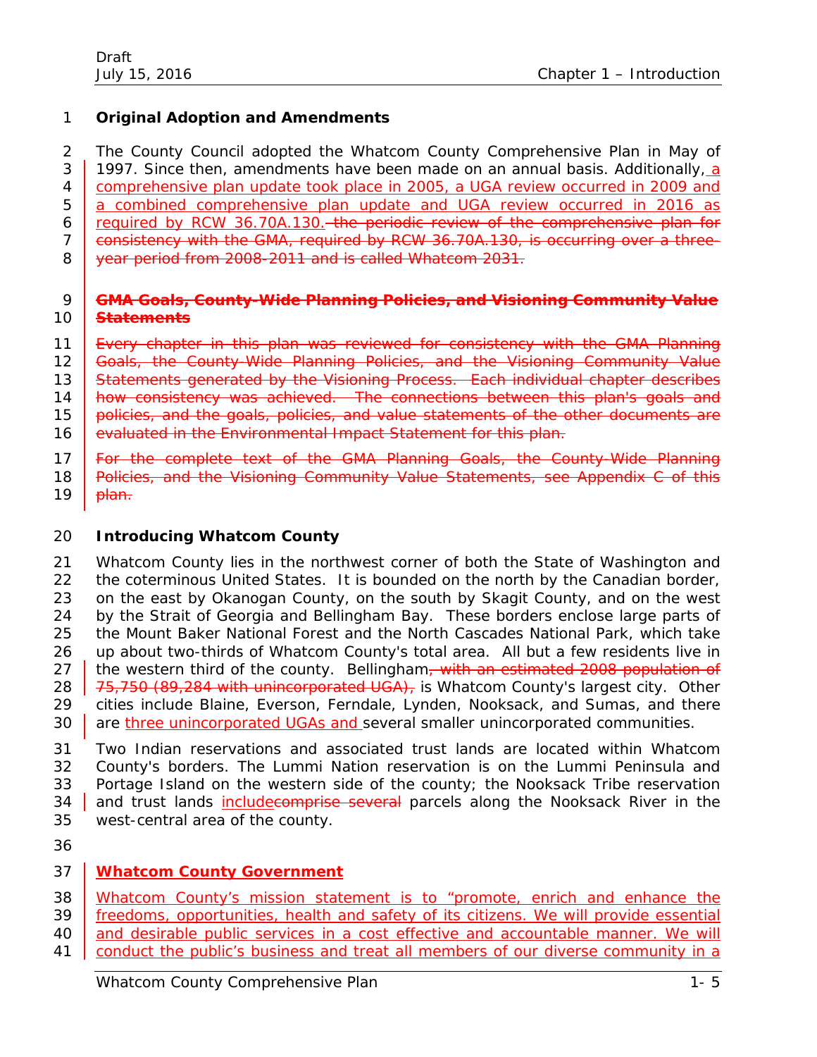## Original Adoption and Amendments

The County Council adopted the Whatcom County Comprehensive Plan in May of 1997. Since then, amendments have been made on an annual basis. Additionally, a comprehensive plan update took place in 2005, a UGA review occurred in 2009 and a combined comprehensive plan update and UGA review occurred in 2016 as required by RCW 36.70A.130. ~~the periodic review of the comprehensive plan for consistency with the GMA, required by RCW 36.70A.130, is occurring over a three-year period from 2008-2011 and is called Whatcom 2031.~~

## ~~GMA Goals, County-Wide Planning Policies, and Visioning Community Value Statements~~

~~Every chapter in this plan was reviewed for consistency with the GMA Planning Goals, the County-Wide Planning Policies, and the Visioning Community Value Statements generated by the Visioning Process. Each individual chapter describes how consistency was achieved. The connections between this plan's goals and policies, and the goals, policies, and value statements of the other documents are evaluated in the Environmental Impact Statement for this plan.~~

~~For the complete text of the GMA Planning Goals, the County-Wide Planning Policies, and the Visioning Community Value Statements, see Appendix C of this plan.~~

## Introducing Whatcom County

Whatcom County lies in the northwest corner of both the State of Washington and the coterminous United States. It is bounded on the north by the Canadian border, on the east by Okanogan County, on the south by Skagit County, and on the west by the Strait of Georgia and Bellingham Bay. These borders enclose large parts of the Mount Baker National Forest and the North Cascades National Park, which take up about two-thirds of Whatcom County's total area. All but a few residents live in the western third of the county. Bellingham~~, with an estimated 2008 population of 75,750 (89,284 with unincorporated UGA),~~ is Whatcom County's largest city. Other cities include Blaine, Everson, Ferndale, Lynden, Nooksack, and Sumas, and there are three unincorporated UGAs and several smaller unincorporated communities.

Two Indian reservations and associated trust lands are located within Whatcom County's borders. The Lummi Nation reservation is on the Lummi Peninsula and Portage Island on the western side of the county; the Nooksack Tribe reservation and trust lands include~~comprise several~~ parcels along the Nooksack River in the west-central area of the county.

## Whatcom County Government

Whatcom County's mission statement is to "promote, enrich and enhance the freedoms, opportunities, health and safety of its citizens. We will provide essential and desirable public services in a cost effective and accountable manner. We will conduct the public's business and treat all members of our diverse community in a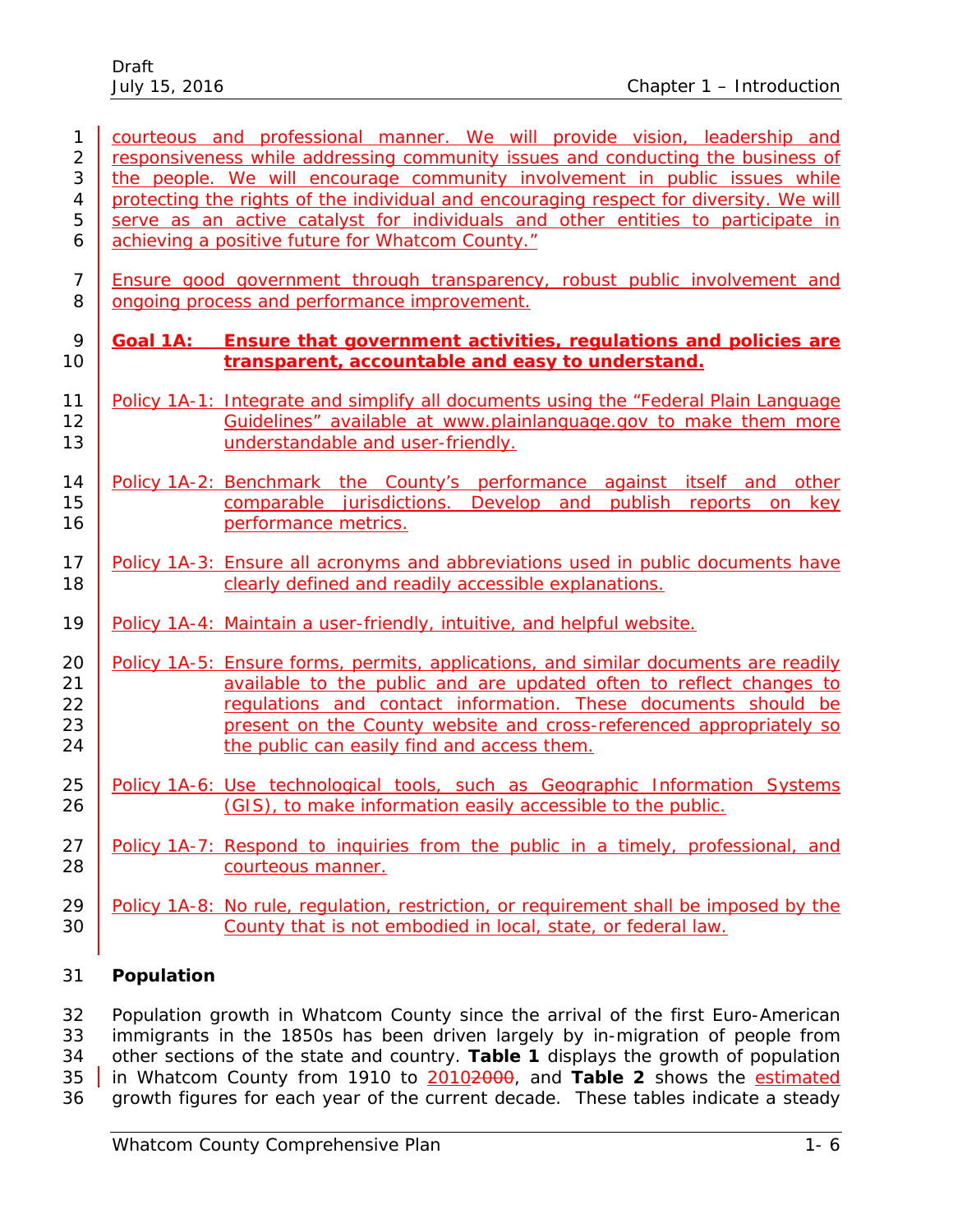courteous and professional manner. We will provide vision, leadership and responsiveness while addressing community issues and conducting the business of the people. We will encourage community involvement in public issues while protecting the rights of the individual and encouraging respect for diversity. We will serve as an active catalyst for individuals and other entities to participate in achieving a positive future for Whatcom County."

Ensure good government through transparency, robust public involvement and ongoing process and performance improvement.

**Goal 1A: Ensure that government activities, regulations and policies are transparent, accountable and easy to understand.**

Policy 1A-1: Integrate and simplify all documents using the "Federal Plain Language Guidelines" available at www.plainlanguage.gov to make them more understandable and user-friendly.

Policy 1A-2: Benchmark the County's performance against itself and other comparable jurisdictions. Develop and publish reports on key performance metrics.

Policy 1A-3: Ensure all acronyms and abbreviations used in public documents have clearly defined and readily accessible explanations.

Policy 1A-4: Maintain a user-friendly, intuitive, and helpful website.

Policy 1A-5: Ensure forms, permits, applications, and similar documents are readily available to the public and are updated often to reflect changes to regulations and contact information. These documents should be present on the County website and cross-referenced appropriately so the public can easily find and access them.

Policy 1A-6: Use technological tools, such as Geographic Information Systems (GIS), to make information easily accessible to the public.

Policy 1A-7: Respond to inquiries from the public in a timely, professional, and courteous manner.

Policy 1A-8: No rule, regulation, restriction, or requirement shall be imposed by the County that is not embodied in local, state, or federal law.

## Population

Population growth in Whatcom County since the arrival of the first Euro-American immigrants in the 1850s has been driven largely by in-migration of people from other sections of the state and country. **Table 1** displays the growth of population in Whatcom County from 1910 to 2010~~2000~~, and **Table 2** shows the estimated growth figures for each year of the current decade. These tables indicate a steady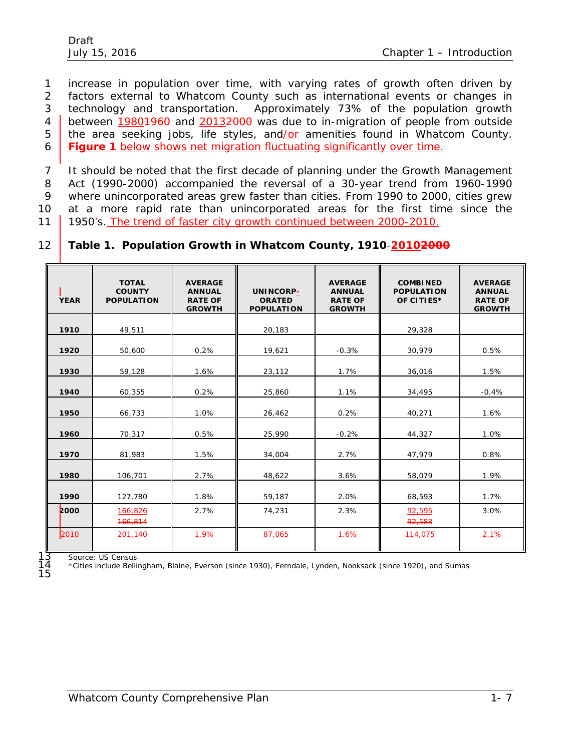increase in population over time, with varying rates of growth often driven by factors external to Whatcom County such as international events or changes in technology and transportation. Approximately 73% of the population growth between 19801960 and 20132000 was due to in-migration of people from outside the area seeking jobs, life styles, and/or amenities found in Whatcom County. **Figure 1** below shows net migration fluctuating significantly over time.

It should be noted that the first decade of planning under the Growth Management Act (1990-2000) accompanied the reversal of a 30-year trend from 1960-1990 where unincorporated areas grew faster than cities. From 1990 to 2000, cities grew at a more rapid rate than unincorporated areas for the first time since the 1950's. The trend of faster city growth continued between 2000-2010.

**Table 1. Population Growth in Whatcom County, 1910-20102000**

| YEAR | TOTAL COUNTY POPULATION | AVERAGE ANNUAL RATE OF GROWTH | UNINCORP-ORATED POPULATION | AVERAGE ANNUAL RATE OF GROWTH | COMBINED POPULATION OF CITIES* | AVERAGE ANNUAL RATE OF GROWTH |
|---|---|---|---|---|---|---|
| **1910** | 49,511 | | 20,183 | | 29,328 | |
| **1920** | 50,600 | 0.2% | 19,621 | -0.3% | 30,979 | 0.5% |
| **1930** | 59,128 | 1.6% | 23,112 | 1.7% | 36,016 | 1.5% |
| **1940** | 60,355 | 0.2% | 25,860 | 1.1% | 34,495 | -0.4% |
| **1950** | 66,733 | 1.0% | 26,462 | 0.2% | 40,271 | 1.6% |
| **1960** | 70,317 | 0.5% | 25,990 | -0.2% | 44,327 | 1.0% |
| **1970** | 81,983 | 1.5% | 34,004 | 2.7% | 47,979 | 0.8% |
| **1980** | 106,701 | 2.7% | 48,622 | 3.6% | 58,079 | 1.9% |
| **1990** | 127,780 | 1.8% | 59,187 | 2.0% | 68,593 | 1.7% |
| **2000** | 166,826 166,814 | 2.7% | 74,231 | 2.3% | 92,595 92,583 | 3.0% |
| 2010 | 201,140 | 1.9% | 87,065 | 1.6% | 114,075 | 2.1% |

Source: US Census

*Cities include Bellingham, Blaine, Everson (since 1930), Ferndale, Lynden, Nooksack (since 1920), and Sumas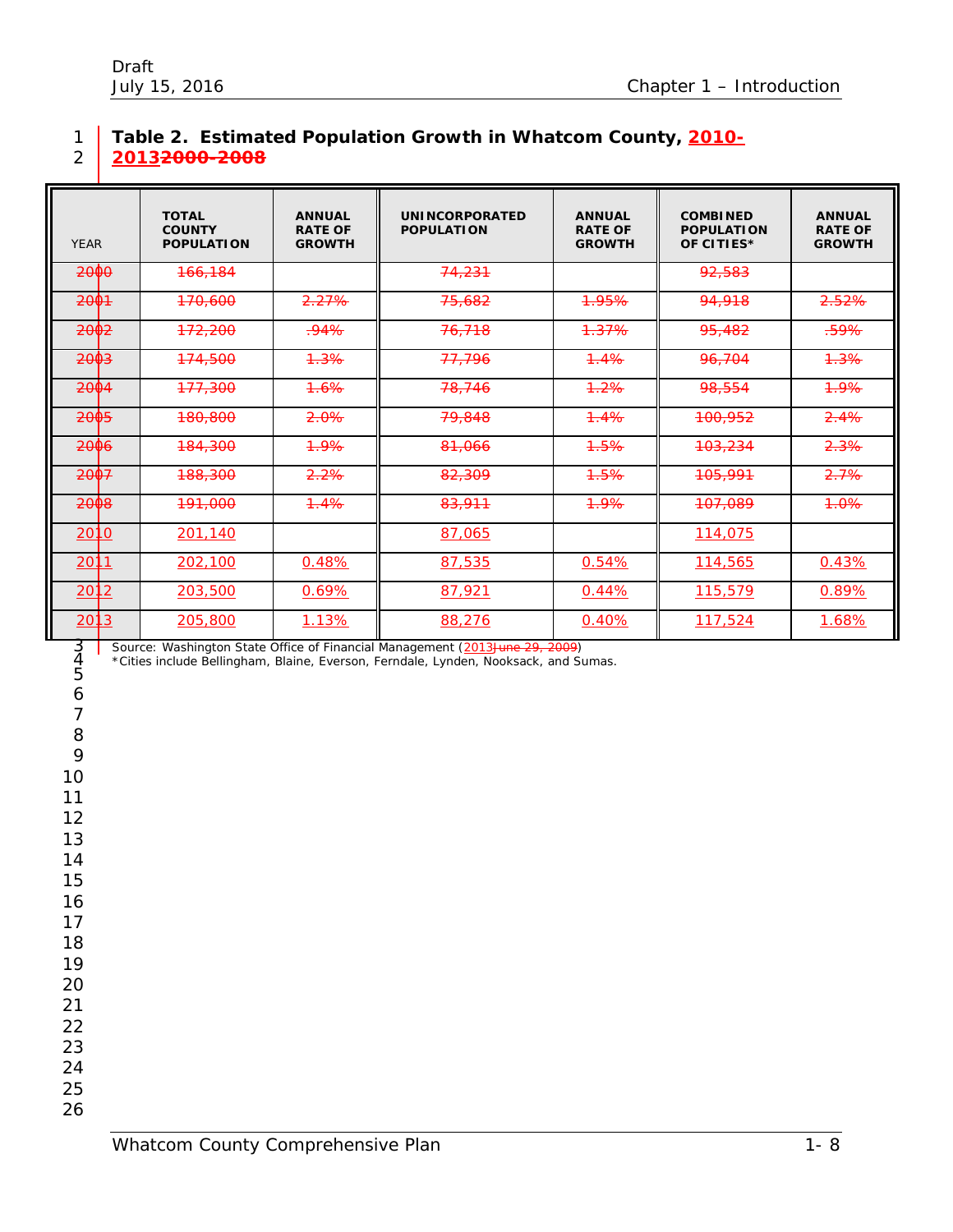**Table 2. Estimated Population Growth in Whatcom County, 2010-2013~~2000-2008~~**

| YEAR | TOTAL COUNTY POPULATION | ANNUAL RATE OF GROWTH | UNINCORPORATED POPULATION | ANNUAL RATE OF GROWTH | COMBINED POPULATION OF CITIES* | ANNUAL RATE OF GROWTH |
|---|---|---|---|---|---|---|
| ~~2000~~ | ~~166,184~~ | | ~~74,231~~ | | ~~92,583~~ | |
| ~~2001~~ | ~~170,600~~ | ~~2.27%~~ | ~~75,682~~ | ~~1.95%~~ | ~~94,918~~ | ~~2.52%~~ |
| ~~2002~~ | ~~172,200~~ | ~~.94%~~ | ~~76,718~~ | ~~1.37%~~ | ~~95,482~~ | ~~.59%~~ |
| ~~2003~~ | ~~174,500~~ | ~~1.3%~~ | ~~77,796~~ | ~~1.4%~~ | ~~96,704~~ | ~~1.3%~~ |
| ~~2004~~ | ~~177,300~~ | ~~1.6%~~ | ~~78,746~~ | ~~1.2%~~ | ~~98,554~~ | ~~1.9%~~ |
| ~~2005~~ | ~~180,800~~ | ~~2.0%~~ | ~~79,848~~ | ~~1.4%~~ | ~~100,952~~ | ~~2.4%~~ |
| ~~2006~~ | ~~184,300~~ | ~~1.9%~~ | ~~81,066~~ | ~~1.5%~~ | ~~103,234~~ | ~~2.3%~~ |
| ~~2007~~ | ~~188,300~~ | ~~2.2%~~ | ~~82,309~~ | ~~1.5%~~ | ~~105,991~~ | ~~2.7%~~ |
| ~~2008~~ | ~~191,000~~ | ~~1.4%~~ | ~~83,911~~ | ~~1.9%~~ | ~~107,089~~ | ~~1.0%~~ |
| 2010 | 201,140 | | 87,065 | | 114,075 | |
| 2011 | 202,100 | 0.48% | 87,535 | 0.54% | 114,565 | 0.43% |
| 2012 | 203,500 | 0.69% | 87,921 | 0.44% | 115,579 | 0.89% |
| 2013 | 205,800 | 1.13% | 88,276 | 0.40% | 117,524 | 1.68% |

Source: Washington State Office of Financial Management (2013~~June 29, 2009~~)
*Cities include Bellingham, Blaine, Everson, Ferndale, Lynden, Nooksack, and Sumas.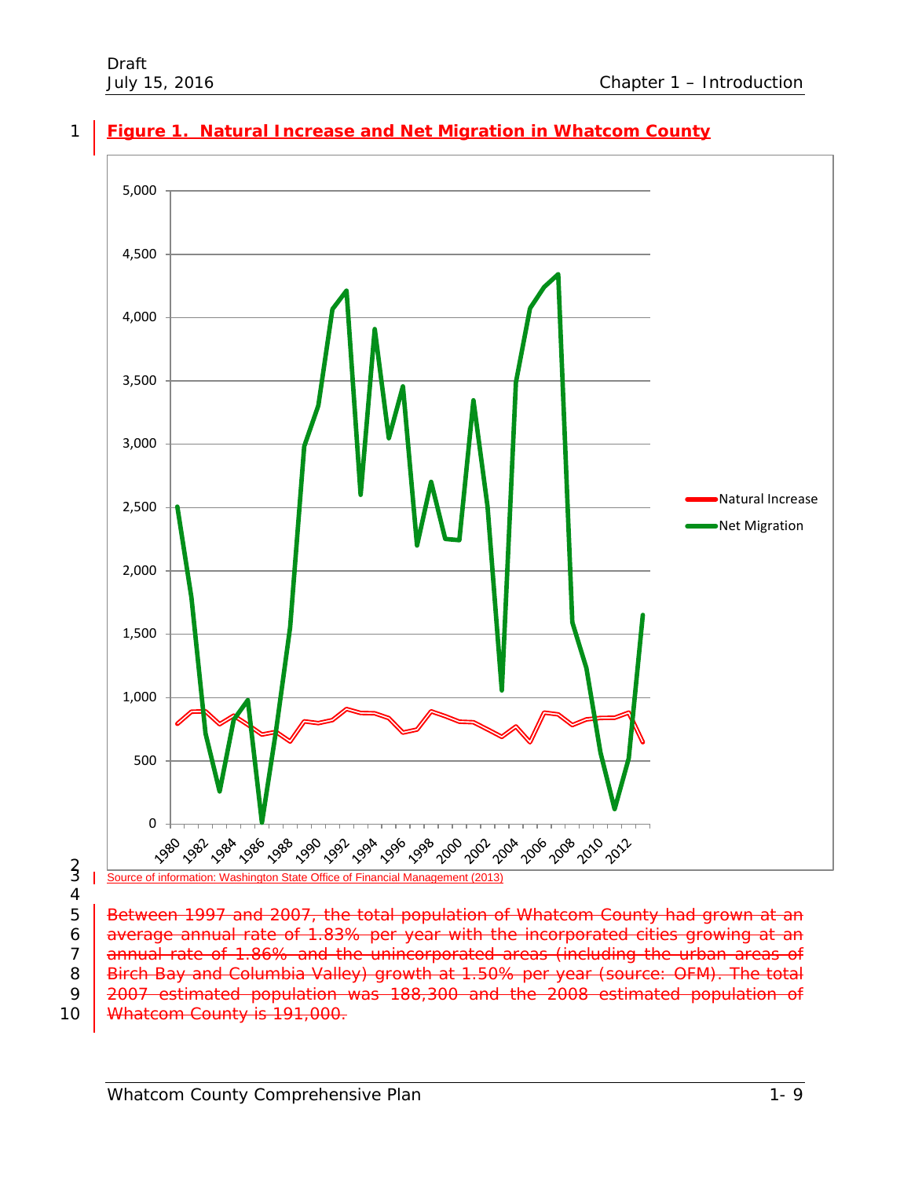**Figure 1. Natural Increase and Net Migration in Whatcom County**

5,000
4,500
4,000
3,500
3,000
2,500
2,000
1,500
1,000
500
0

1980
1982
1984
1986
1988
1990
1992
1994
1996
1998
2000
2002
2004
2006
2008
2010
2012

Natural Increase
Net Migration

Source of information: Washington State Office of Financial Management (2013)

~~Between 1997 and 2007, the total population of Whatcom County had grown at an average annual rate of 1.83% per year with the incorporated cities growing at an annual rate of 1.86% and the unincorporated areas (including the urban areas of Birch Bay and Columbia Valley) growth at 1.50% per year (source: OFM). The total 2007 estimated population was 188,300 and the 2008 estimated population of Whatcom County is 191,000.~~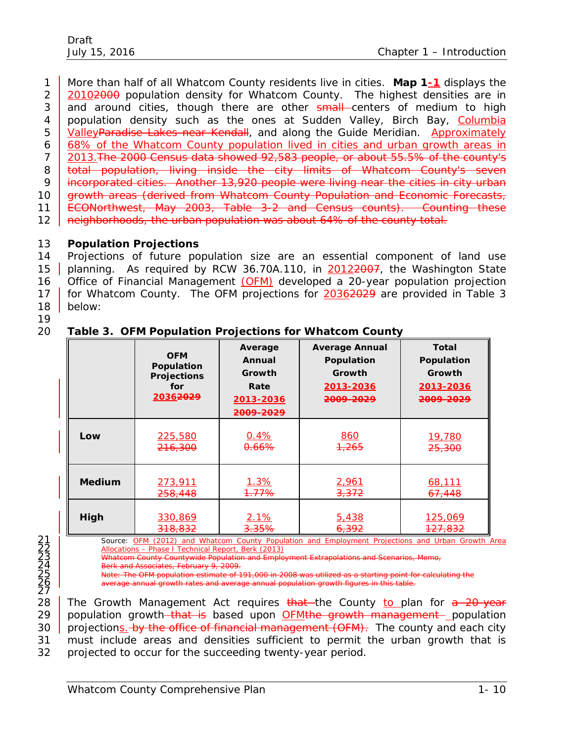More than half of all Whatcom County residents live in cities. **Map 1-1** displays the 2010~~2000~~ population density for Whatcom County. The highest densities are in and around cities, though there are other ~~small~~ centers of medium to high population density such as the ones at Sudden Valley, Birch Bay, Columbia Valley~~Paradise Lakes near Kendall~~, and along the Guide Meridian. Approximately 68% of the Whatcom County population lived in cities and urban growth areas in 2013.~~The 2000 Census data showed 92,583 people, or about 55.5% of the county's total population, living inside the city limits of Whatcom County's seven incorporated cities. Another 13,920 people were living near the cities in city urban growth areas (derived from Whatcom County Population and Economic Forecasts, ECONorthwest, May 2003, Table 3-2 and Census counts). Counting these neighborhoods, the urban population was about 64% of the county total.~~

**Population Projections**

Projections of future population size are an essential component of land use planning. As required by RCW 36.70A.110, in 2012~~2007~~, the Washington State Office of Financial Management (OFM) developed a 20-year population projection for Whatcom County. The OFM projections for 2036~~2029~~ are provided in Table 3 below:

**Table 3. OFM Population Projections for Whatcom County**

| | OFM Population Projections for 2036~~2029~~ | Average Annual Growth Rate 2013-2036 ~~2009-2029~~ | Average Annual Population Growth 2013-2036 ~~2009-2029~~ | Total Population Growth 2013-2036 ~~2009-2029~~ |
|---|---|---|---|---|
| **Low** | 225,580 ~~216,300~~ | 0.4% ~~0.66%~~ | 860 ~~1,265~~ | 19,780 ~~25,300~~ |
| **Medium** | 273,911 ~~258,448~~ | 1.3% ~~1.77%~~ | 2,961 ~~3,372~~ | 68,111 ~~67,448~~ |
| **High** | 330,869 ~~318,832~~ | 2.1% ~~3.35%~~ | 5,438 ~~6,392~~ | 125,069 ~~127,832~~ |

Source: OFM (2012) and Whatcom County Population and Employment Projections and Urban Growth Area Allocations – Phase I Technical Report, Berk (2013)
~~Whatcom County Countywide Population and Employment Extrapolations and Scenarios, Memo, Berk and Associates, February 9, 2009.~~
~~Note: The OFM population estimate of 191,000 in 2008 was utilized as a starting point for calculating the average annual growth rates and average annual population growth figures in this table.~~

The Growth Management Act requires ~~that~~ the County to plan for ~~a 20 year~~ population growth ~~that is~~ based upon OFM~~the growth management~~ population projections. ~~by the office of financial management (OFM).~~ The county and each city must include areas and densities sufficient to permit the urban growth that is projected to occur for the succeeding twenty-year period.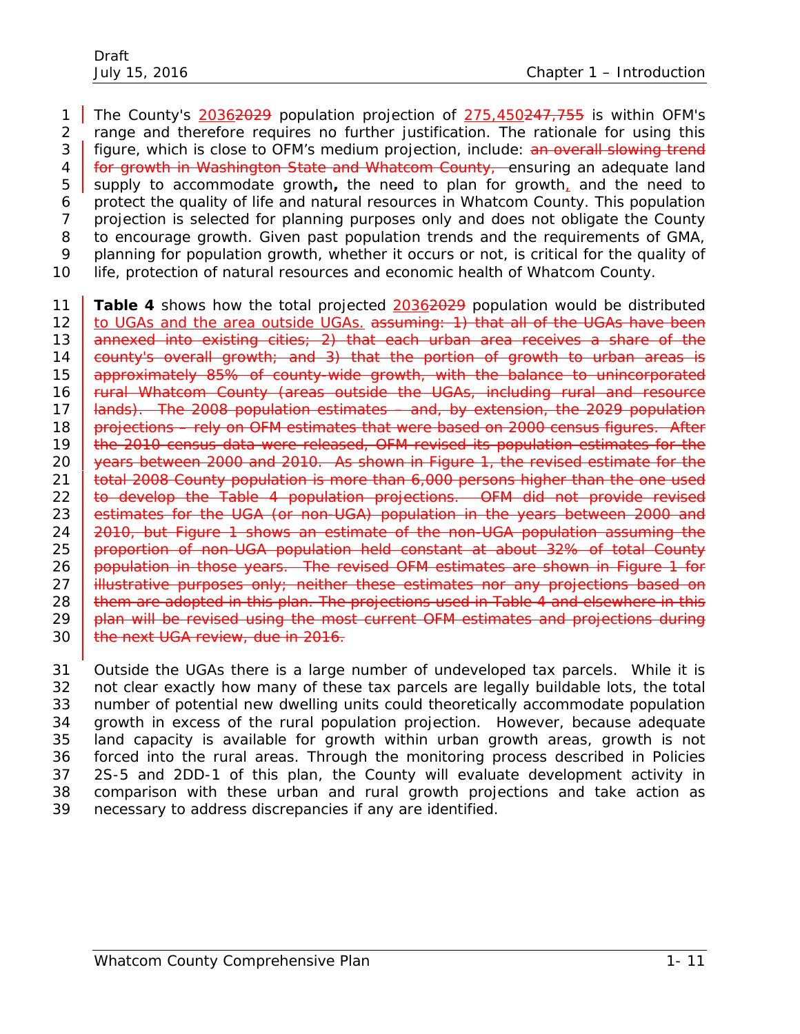The County's 2036~~2029~~ population projection of 275,450~~247,755~~ is within OFM's range and therefore requires no further justification. The rationale for using this figure, which is close to OFM's medium projection, include: ~~an overall slowing trend for growth in Washington State and Whatcom County,~~ ensuring an adequate land supply to accommodate growth**,** the need to plan for growth, and the need to protect the quality of life and natural resources in Whatcom County. This population projection is selected for planning purposes only and does not obligate the County to encourage growth. Given past population trends and the requirements of GMA, planning for population growth, whether it occurs or not, is critical for the quality of life, protection of natural resources and economic health of Whatcom County.

**Table 4** shows how the total projected 2036~~2029~~ population would be distributed to UGAs and the area outside UGAs. ~~assuming: 1) that all of the UGAs have been annexed into existing cities; 2) that each urban area receives a share of the county's overall growth; and 3) that the portion of growth to urban areas is approximately 85% of county-wide growth, with the balance to unincorporated rural Whatcom County (areas outside the UGAs, including rural and resource lands). The 2008 population estimates – and, by extension, the 2029 population projections – rely on OFM estimates that were based on 2000 census figures. After the 2010 census data were released, OFM revised its population estimates for the years between 2000 and 2010. As shown in Figure 1, the revised estimate for the total 2008 County population is more than 6,000 persons higher than the one used to develop the Table 4 population projections. OFM did not provide revised estimates for the UGA (or non-UGA) population in the years between 2000 and 2010, but Figure 1 shows an estimate of the non-UGA population assuming the proportion of non-UGA population held constant at about 32% of total County population in those years. The revised OFM estimates are shown in Figure 1 for illustrative purposes only; neither these estimates nor any projections based on them are adopted in this plan. The projections used in Table 4 and elsewhere in this plan will be revised using the most current OFM estimates and projections during the next UGA review, due in 2016.~~

Outside the UGAs there is a large number of undeveloped tax parcels. While it is not clear exactly how many of these tax parcels are legally buildable lots, the total number of potential new dwelling units could theoretically accommodate population growth in excess of the rural population projection. However, because adequate land capacity is available for growth within urban growth areas, growth is not forced into the rural areas. Through the monitoring process described in Policies 2S-5 and 2DD-1 of this plan, the County will evaluate development activity in comparison with these urban and rural growth projections and take action as necessary to address discrepancies if any are identified.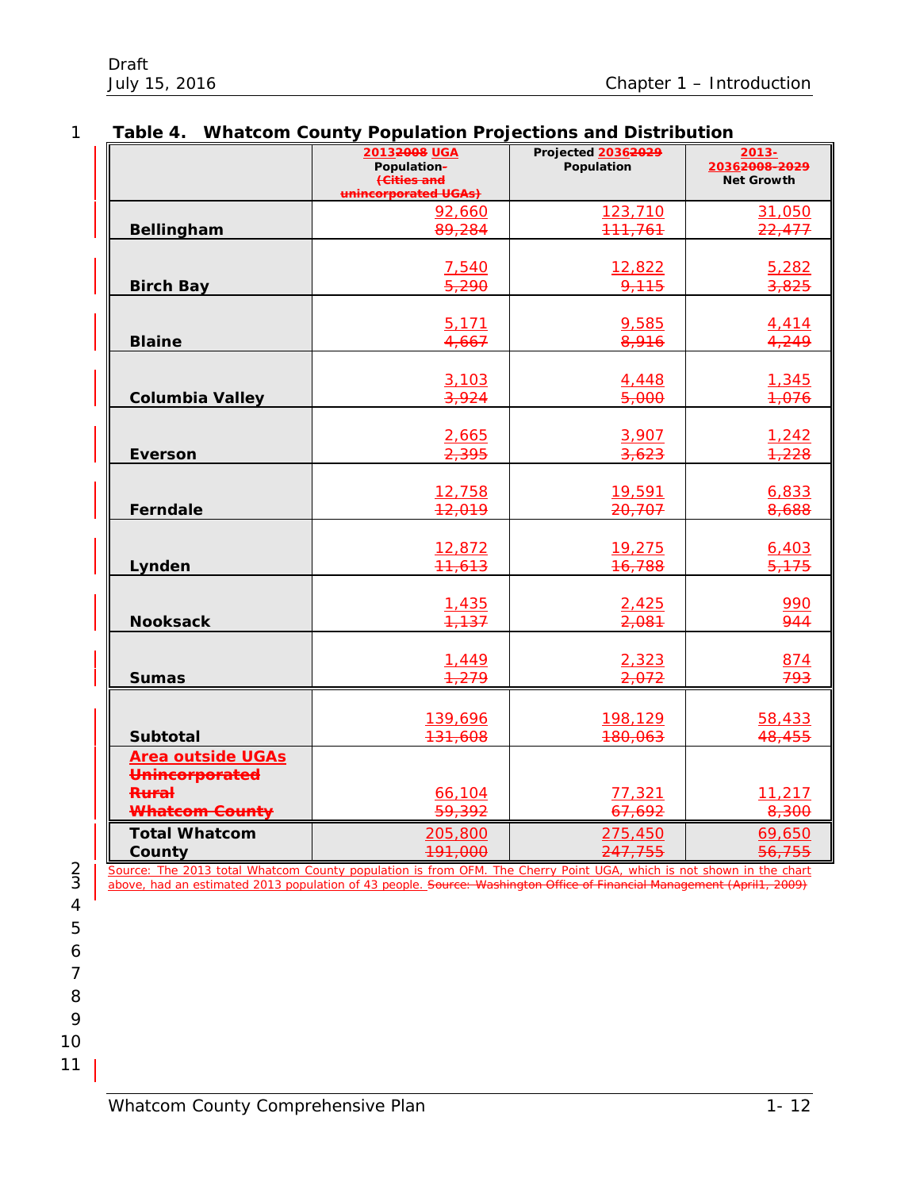**Table 4. Whatcom County Population Projections and Distribution**

| | 2013~~2008~~ UGA Population~~-~~ ~~(Cities and unincorporated UGAs)~~ | Projected 2036~~2029~~ Population | 2013-2036~~2008-2029~~ Net Growth |
|---|---|---|---|
| **Bellingham** | 92,660 ~~89,284~~ | 123,710 ~~111,761~~ | 31,050 ~~22,477~~ |
| **Birch Bay** | 7,540 ~~5,290~~ | 12,822 ~~9,115~~ | 5,282 ~~3,825~~ |
| **Blaine** | 5,171 ~~4,667~~ | 9,585 ~~8,916~~ | 4,414 ~~4,249~~ |
| **Columbia Valley** | 3,103 ~~3,924~~ | 4,448 ~~5,000~~ | 1,345 ~~1,076~~ |
| **Everson** | 2,665 ~~2,395~~ | 3,907 ~~3,623~~ | 1,242 ~~1,228~~ |
| **Ferndale** | 12,758 ~~12,019~~ | 19,591 ~~20,707~~ | 6,833 ~~8,688~~ |
| **Lynden** | 12,872 ~~11,613~~ | 19,275 ~~16,788~~ | 6,403 ~~5,175~~ |
| **Nooksack** | 1,435 ~~1,137~~ | 2,425 ~~2,081~~ | 990 ~~944~~ |
| **Sumas** | 1,449 ~~1,279~~ | 2,323 ~~2,072~~ | 874 ~~793~~ |
| **Subtotal** | 139,696 ~~131,608~~ | 198,129 ~~180,063~~ | 58,433 ~~48,455~~ |
| **Area outside UGAs** ~~**Unincorporated Rural Whatcom County**~~ | 66,104 ~~59,392~~ | 77,321 ~~67,692~~ | 11,217 ~~8,300~~ |
| **Total Whatcom County** | 205,800 ~~191,000~~ | 275,450 ~~247,755~~ | 69,650 ~~56,755~~ |

Source: The 2013 total Whatcom County population is from OFM. The Cherry Point UGA, which is not shown in the chart above, had an estimated 2013 population of 43 people. ~~Source: Washington Office of Financial Management (April1, 2009)~~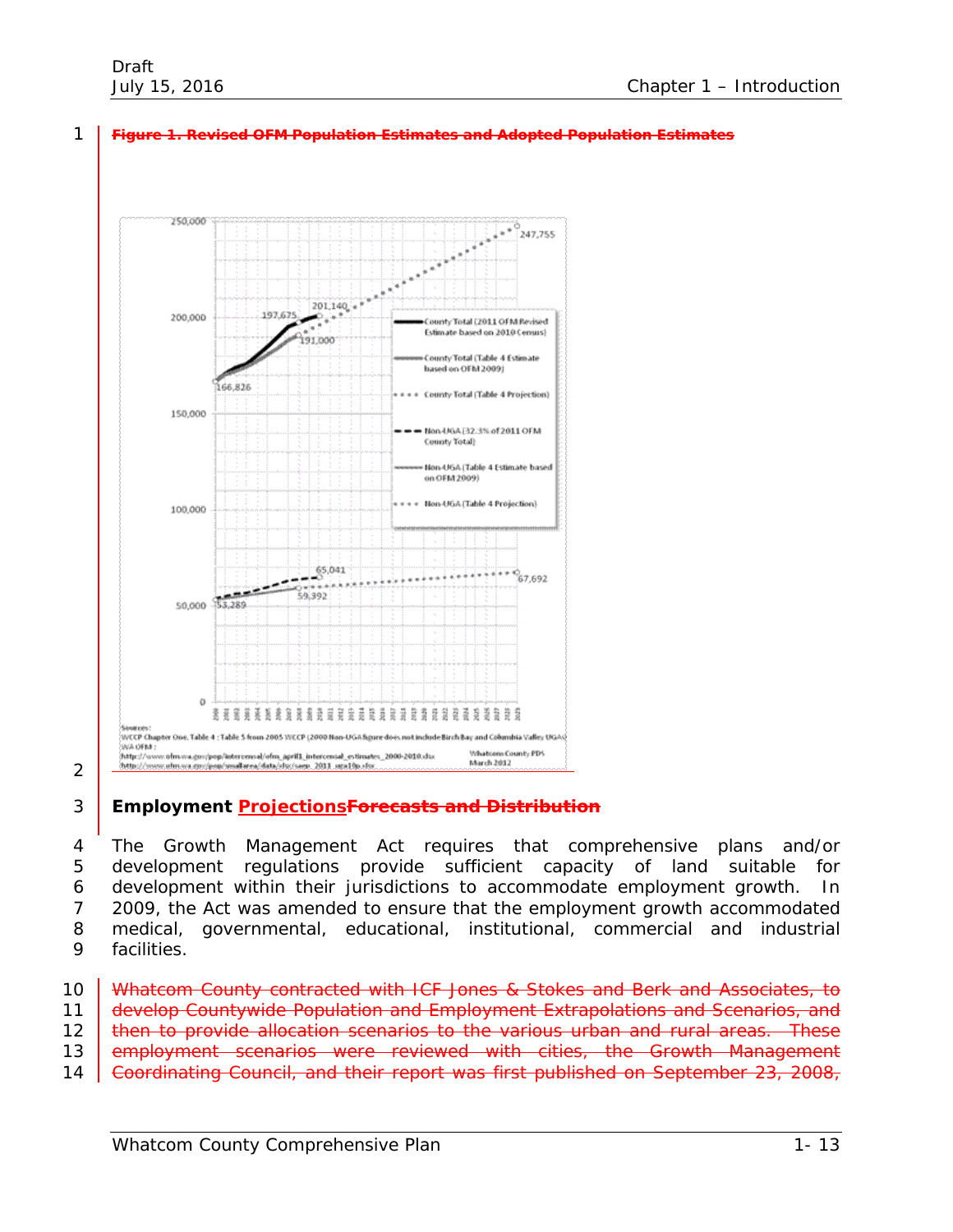~~Figure 1. Revised OFM Population Estimates and Adopted Population Estimates~~

250,000
200,000
150,000
100,000
50,000
0

247,755
201,140
197,675
191,000
166,826
65,041
67,692
59,392
53,289

County Total (2011 OFM Revised Estimate based on 2010 Census)
County Total (Table 4 Estimate based on OFM 2009)
County Total (Table 4 Projection)
Non-UGA (32.3% of 2011 OFM County Total)
Non-UGA (Table 4 Estimate based on OFM 2009)
Non-UGA (Table 4 Projection)

Sources:
WCCP Chapter One, Table 4 : Table 5 from 2005 WCCP (2000 Non-UGA figure does not include Birch Bay and Columbia Valley UGAs)
WA OFM :
http://www.ofm.wa.gov/pop/intercensal/ofm_april1_intercensal_estimates_2000-2010.xls
http://www.ofm.wa.gov/pop/smallarea/data/xls/saep_2011_uga10p.xlsx

Whatcom County PDS
March 2012

**Employment Projections~~Forecasts and Distribution~~**

The Growth Management Act requires that comprehensive plans and/or development regulations provide sufficient capacity of land suitable for development within their jurisdictions to accommodate employment growth. In 2009, the Act was amended to ensure that the employment growth accommodated medical, governmental, educational, institutional, commercial and industrial facilities.

~~Whatcom County contracted with ICF Jones & Stokes and Berk and Associates, to develop Countywide Population and Employment Extrapolations and Scenarios, and then to provide allocation scenarios to the various urban and rural areas. These employment scenarios were reviewed with cities, the Growth Management Coordinating Council, and their report was first published on September 23, 2008,~~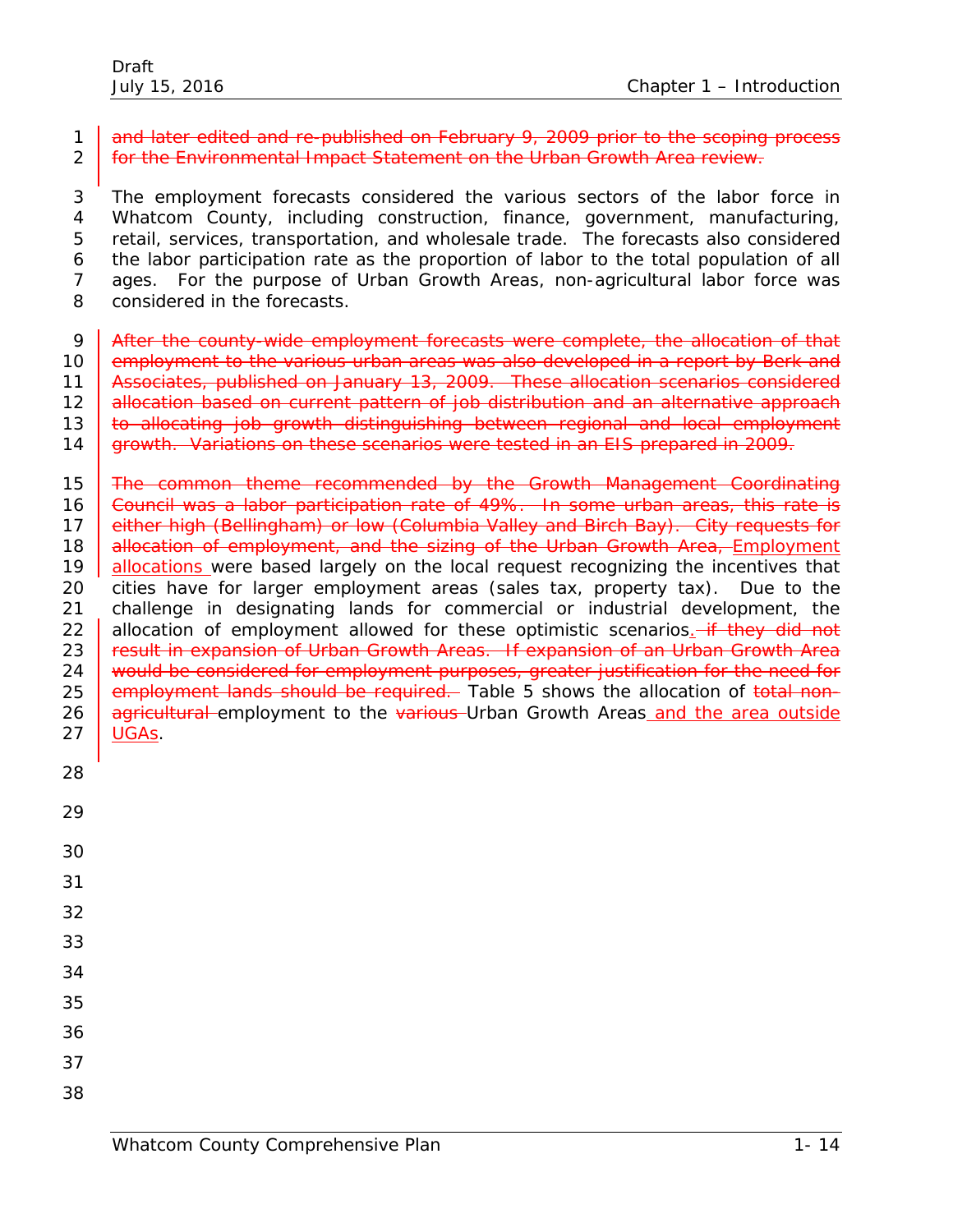~~and later edited and re-published on February 9, 2009 prior to the scoping process for the Environmental Impact Statement on the Urban Growth Area review.~~

The employment forecasts considered the various sectors of the labor force in Whatcom County, including construction, finance, government, manufacturing, retail, services, transportation, and wholesale trade. The forecasts also considered the labor participation rate as the proportion of labor to the total population of all ages. For the purpose of Urban Growth Areas, non-agricultural labor force was considered in the forecasts.

~~After the county-wide employment forecasts were complete, the allocation of that employment to the various urban areas was also developed in a report by Berk and Associates, published on January 13, 2009. These allocation scenarios considered allocation based on current pattern of job distribution and an alternative approach to allocating job growth distinguishing between regional and local employment growth. Variations on these scenarios were tested in an EIS prepared in 2009.~~

~~The common theme recommended by the Growth Management Coordinating Council was a labor participation rate of 49%. In some urban areas, this rate is either high (Bellingham) or low (Columbia Valley and Birch Bay). City requests for allocation of employment, and the sizing of the Urban Growth Area,~~ <u>Employment allocations</u> were based largely on the local request recognizing the incentives that cities have for larger employment areas (sales tax, property tax). Due to the challenge in designating lands for commercial or industrial development, the allocation of employment allowed for these optimistic scenarios<u>.</u> ~~if they did not result in expansion of Urban Growth Areas. If expansion of an Urban Growth Area would be considered for employment purposes, greater justification for the need for employment lands should be required.~~ Table 5 shows the allocation of ~~total non-agricultural~~ employment to the ~~various~~ Urban Growth Areas <u>and the area outside UGAs</u>.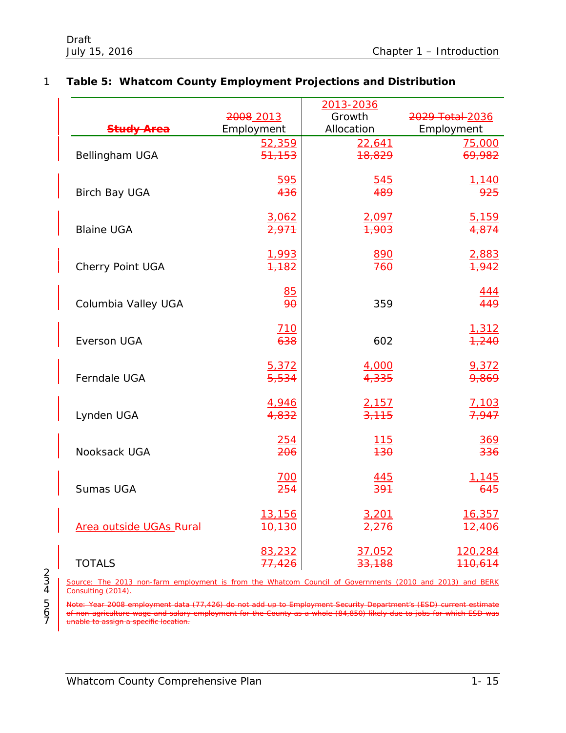**Table 5: Whatcom County Employment Projections and Distribution**

| ~~Study Area~~ | ~~2008~~ 2013 Employment | 2013-2036 Growth Allocation | ~~2029 Total~~ 2036 Employment |
|---|---|---|---|
| Bellingham UGA | 52,359 ~~51,153~~ | 22,641 ~~18,829~~ | 75,000 ~~69,982~~ |
| Birch Bay UGA | 595 ~~436~~ | 545 ~~489~~ | 1,140 ~~925~~ |
| Blaine UGA | 3,062 ~~2,971~~ | 2,097 ~~1,903~~ | 5,159 ~~4,874~~ |
| Cherry Point UGA | 1,993 ~~1,182~~ | 890 ~~760~~ | 2,883 ~~1,942~~ |
| Columbia Valley UGA | 85 ~~90~~ | 359 | 444 ~~449~~ |
| Everson UGA | 710 ~~638~~ | 602 | 1,312 ~~1,240~~ |
| Ferndale UGA | 5,372 ~~5,534~~ | 4,000 ~~4,335~~ | 9,372 ~~9,869~~ |
| Lynden UGA | 4,946 ~~4,832~~ | 2,157 ~~3,115~~ | 7,103 ~~7,947~~ |
| Nooksack UGA | 254 ~~206~~ | 115 ~~130~~ | 369 ~~336~~ |
| Sumas UGA | 700 ~~254~~ | 445 ~~391~~ | 1,145 ~~645~~ |
| Area outside UGAs ~~Rural~~ | 13,156 ~~10,130~~ | 3,201 ~~2,276~~ | 16,357 ~~12,406~~ |
| TOTALS | 83,232 ~~77,426~~ | 37,052 ~~33,188~~ | 120,284 ~~110,614~~ |

Source: The 2013 non-farm employment is from the Whatcom Council of Governments (2010 and 2013) and BERK Consulting (2014).

~~Note: Year 2008 employment data (77,426) do not add up to Employment Security Department's (ESD) current estimate of non-agriculture wage and salary employment for the County as a whole (84,850) likely due to jobs for which ESD was unable to assign a specific location.~~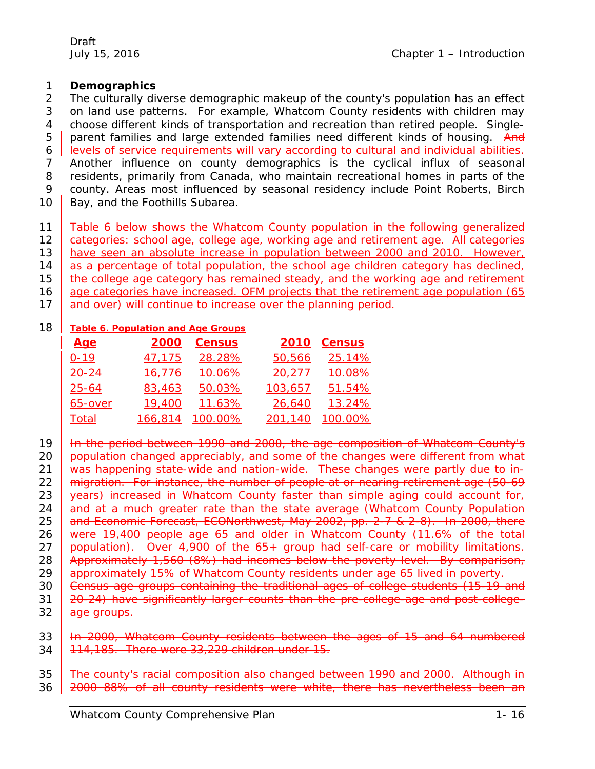**Demographics**

The culturally diverse demographic makeup of the county's population has an effect on land use patterns. For example, Whatcom County residents with children may choose different kinds of transportation and recreation than retired people. Single-parent families and large extended families need different kinds of housing. ~~And levels of service requirements will vary according to cultural and individual abilities.~~ Another influence on county demographics is the cyclical influx of seasonal residents, primarily from Canada, who maintain recreational homes in parts of the county. Areas most influenced by seasonal residency include Point Roberts, Birch Bay, and the Foothills Subarea.

Table 6 below shows the Whatcom County population in the following generalized categories: school age, college age, working age and retirement age. All categories have seen an absolute increase in population between 2000 and 2010. However, as a percentage of total population, the school age children category has declined, the college age category has remained steady, and the working age and retirement age categories have increased. OFM projects that the retirement age population (65 and over) will continue to increase over the planning period.

**Table 6. Population and Age Groups**

| Age | 2000 | Census | 2010 | Census |
|---|---|---|---|---|
| 0-19 | 47,175 | 28.28% | 50,566 | 25.14% |
| 20-24 | 16,776 | 10.06% | 20,277 | 10.08% |
| 25-64 | 83,463 | 50.03% | 103,657 | 51.54% |
| 65-over | 19,400 | 11.63% | 26,640 | 13.24% |
| Total | 166,814 | 100.00% | 201,140 | 100.00% |

~~In the period between 1990 and 2000, the age composition of Whatcom County's population changed appreciably, and some of the changes were different from what was happening state-wide and nation-wide. These changes were partly due to in-migration. For instance, the number of people at or nearing retirement age (50-69 years) increased in Whatcom County faster than simple aging could account for, and at a much greater rate than the state average (Whatcom County Population and Economic Forecast, ECONorthwest, May 2002, pp. 2-7 & 2-8). In 2000, there were 19,400 people age 65 and older in Whatcom County (11.6% of the total population). Over 4,900 of the 65+ group had self-care or mobility limitations. Approximately 1,560 (8%) had incomes below the poverty level. By comparison, approximately 15% of Whatcom County residents under age 65 lived in poverty. Census age groups containing the traditional ages of college students (15-19 and 20-24) have significantly larger counts than the pre-college-age and post-college-age groups.~~

~~In 2000, Whatcom County residents between the ages of 15 and 64 numbered 114,185. There were 33,229 children under 15.~~

~~The county's racial composition also changed between 1990 and 2000. Although in 2000 88% of all county residents were white, there has nevertheless been an~~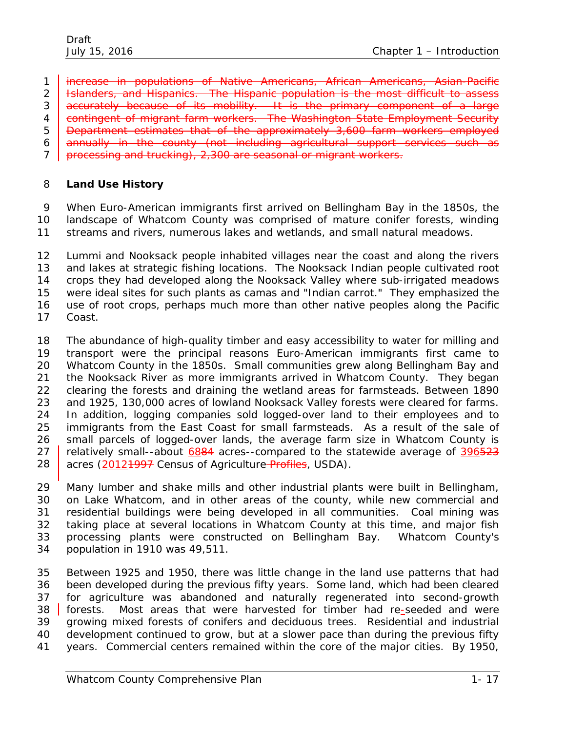~~increase in populations of Native Americans, African Americans, Asian-Pacific Islanders, and Hispanics. The Hispanic population is the most difficult to assess accurately because of its mobility. It is the primary component of a large contingent of migrant farm workers. The Washington State Employment Security Department estimates that of the approximately 3,600 farm workers employed annually in the county (not including agricultural support services such as processing and trucking), 2,300 are seasonal or migrant workers.~~

**Land Use History**

When Euro-American immigrants first arrived on Bellingham Bay in the 1850s, the landscape of Whatcom County was comprised of mature conifer forests, winding streams and rivers, numerous lakes and wetlands, and small natural meadows.

Lummi and Nooksack people inhabited villages near the coast and along the rivers and lakes at strategic fishing locations. The Nooksack Indian people cultivated root crops they had developed along the Nooksack Valley where sub-irrigated meadows were ideal sites for such plants as camas and "Indian carrot." They emphasized the use of root crops, perhaps much more than other native peoples along the Pacific Coast.

The abundance of high-quality timber and easy accessibility to water for milling and transport were the principal reasons Euro-American immigrants first came to Whatcom County in the 1850s. Small communities grew along Bellingham Bay and the Nooksack River as more immigrants arrived in Whatcom County. They began clearing the forests and draining the wetland areas for farmsteads. Between 1890 and 1925, 130,000 acres of lowland Nooksack Valley forests were cleared for farms. In addition, logging companies sold logged-over land to their employees and to immigrants from the East Coast for small farmsteads. As a result of the sale of small parcels of logged-over lands, the average farm size in Whatcom County is relatively small--about 68~~84~~ acres--compared to the statewide average of 396~~523~~ acres (2012~~1997~~ Census of Agriculture ~~Profiles~~, USDA).

Many lumber and shake mills and other industrial plants were built in Bellingham, on Lake Whatcom, and in other areas of the county, while new commercial and residential buildings were being developed in all communities. Coal mining was taking place at several locations in Whatcom County at this time, and major fish processing plants were constructed on Bellingham Bay. Whatcom County's population in 1910 was 49,511.

Between 1925 and 1950, there was little change in the land use patterns that had been developed during the previous fifty years. Some land, which had been cleared for agriculture was abandoned and naturally regenerated into second-growth forests. Most areas that were harvested for timber had re-seeded and were growing mixed forests of conifers and deciduous trees. Residential and industrial development continued to grow, but at a slower pace than during the previous fifty years. Commercial centers remained within the core of the major cities. By 1950,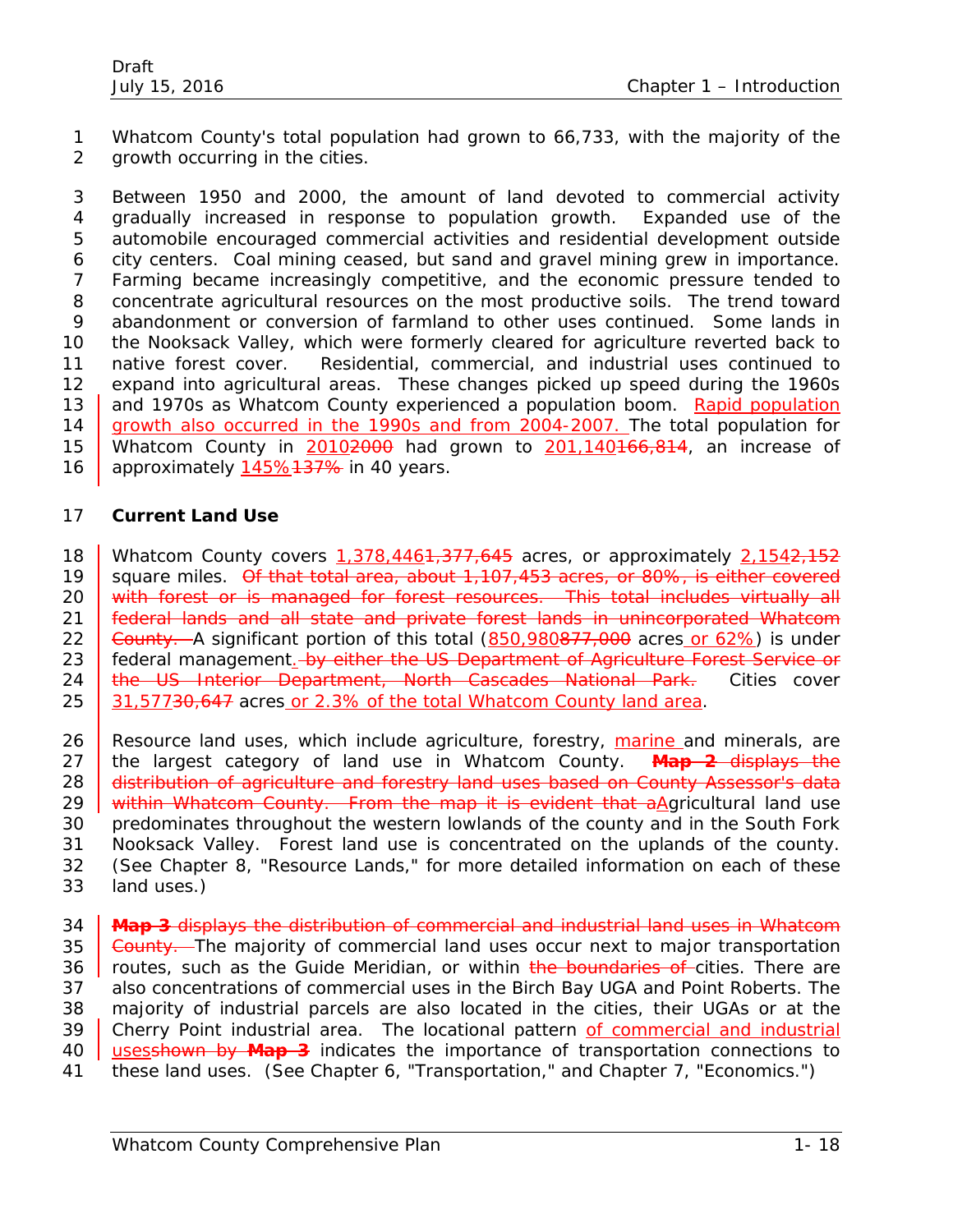Whatcom County's total population had grown to 66,733, with the majority of the growth occurring in the cities.

Between 1950 and 2000, the amount of land devoted to commercial activity gradually increased in response to population growth. Expanded use of the automobile encouraged commercial activities and residential development outside city centers. Coal mining ceased, but sand and gravel mining grew in importance. Farming became increasingly competitive, and the economic pressure tended to concentrate agricultural resources on the most productive soils. The trend toward abandonment or conversion of farmland to other uses continued. Some lands in the Nooksack Valley, which were formerly cleared for agriculture reverted back to native forest cover. Residential, commercial, and industrial uses continued to expand into agricultural areas. These changes picked up speed during the 1960s and 1970s as Whatcom County experienced a population boom. Rapid population growth also occurred in the 1990s and from 2004-2007. The total population for Whatcom County in 2010~~2000~~ had grown to 201,140~~166,814~~, an increase of approximately 145%~~137%~~ in 40 years.

**Current Land Use**

Whatcom County covers 1,378,446~~1,377,645~~ acres, or approximately 2,154~~2,152~~ square miles. ~~Of that total area, about 1,107,453 acres, or 80%, is either covered with forest or is managed for forest resources. This total includes virtually all federal lands and all state and private forest lands in unincorporated Whatcom County.~~ A significant portion of this total (850,980~~877,000~~ acres or 62%) is under federal management. ~~by either the US Department of Agriculture Forest Service or the US Interior Department, North Cascades National Park.~~ Cities cover 31,577~~30,647~~ acres or 2.3% of the total Whatcom County land area.

Resource land uses, which include agriculture, forestry, marine and minerals, are the largest category of land use in Whatcom County. ~~**Map 2** displays the distribution of agriculture and forestry land uses based on County Assessor's data within Whatcom County. From the map it is evident that a~~Agricultural land use predominates throughout the western lowlands of the county and in the South Fork Nooksack Valley. Forest land use is concentrated on the uplands of the county. (See Chapter 8, "Resource Lands," for more detailed information on each of these land uses.)

~~**Map 3** displays the distribution of commercial and industrial land uses in Whatcom County.~~ The majority of commercial land uses occur next to major transportation routes, such as the Guide Meridian, or within ~~the boundaries of~~ cities. There are also concentrations of commercial uses in the Birch Bay UGA and Point Roberts. The majority of industrial parcels are also located in the cities, their UGAs or at the Cherry Point industrial area. The locational pattern of commercial and industrial uses~~shown by **Map 3**~~ indicates the importance of transportation connections to these land uses. (See Chapter 6, "Transportation," and Chapter 7, "Economics.")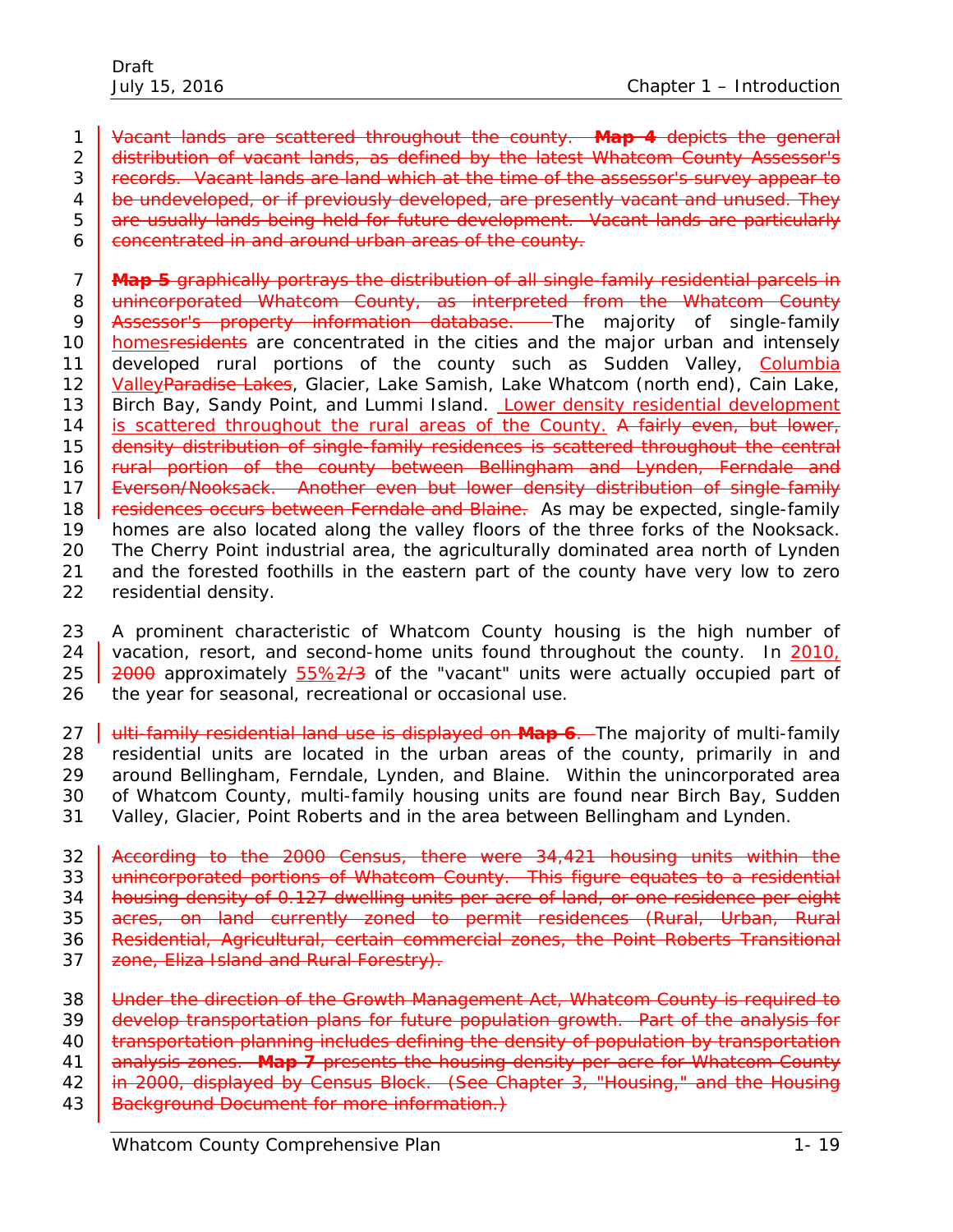~~Vacant lands are scattered throughout the county. **Map 4** depicts the general distribution of vacant lands, as defined by the latest Whatcom County Assessor's records. Vacant lands are land which at the time of the assessor's survey appear to be undeveloped, or if previously developed, are presently vacant and unused. They are usually lands being held for future development. Vacant lands are particularly concentrated in and around urban areas of the county.~~

~~**Map 5** graphically portrays the distribution of all single-family residential parcels in unincorporated Whatcom County, as interpreted from the Whatcom County Assessor's property information database.~~ The majority of single-family homes~~residents~~ are concentrated in the cities and the major urban and intensely developed rural portions of the county such as Sudden Valley, Columbia Valley~~Paradise Lakes~~, Glacier, Lake Samish, Lake Whatcom (north end), Cain Lake, Birch Bay, Sandy Point, and Lummi Island. Lower density residential development is scattered throughout the rural areas of the County. ~~A fairly even, but lower, density distribution of single-family residences is scattered throughout the central rural portion of the county between Bellingham and Lynden, Ferndale and Everson/Nooksack. Another even but lower density distribution of single-family residences occurs between Ferndale and Blaine.~~ As may be expected, single-family homes are also located along the valley floors of the three forks of the Nooksack. The Cherry Point industrial area, the agriculturally dominated area north of Lynden and the forested foothills in the eastern part of the county have very low to zero residential density.

A prominent characteristic of Whatcom County housing is the high number of vacation, resort, and second-home units found throughout the county. In 2010, ~~2000~~ approximately 55%~~2/3~~ of the "vacant" units were actually occupied part of the year for seasonal, recreational or occasional use.

~~ulti-family residential land use is displayed on **Map 6**.~~ The majority of multi-family residential units are located in the urban areas of the county, primarily in and around Bellingham, Ferndale, Lynden, and Blaine. Within the unincorporated area of Whatcom County, multi-family housing units are found near Birch Bay, Sudden Valley, Glacier, Point Roberts and in the area between Bellingham and Lynden.

~~According to the 2000 Census, there were 34,421 housing units within the unincorporated portions of Whatcom County. This figure equates to a residential housing density of 0.127 dwelling units per acre of land, or one residence per eight acres, on land currently zoned to permit residences (Rural, Urban, Rural Residential, Agricultural, certain commercial zones, the Point Roberts Transitional zone, Eliza Island and Rural Forestry).~~

~~Under the direction of the Growth Management Act, Whatcom County is required to develop transportation plans for future population growth. Part of the analysis for transportation planning includes defining the density of population by transportation analysis zones. **Map 7** presents the housing density per acre for Whatcom County in 2000, displayed by Census Block. (See Chapter 3, "Housing," and the Housing Background Document for more information.)~~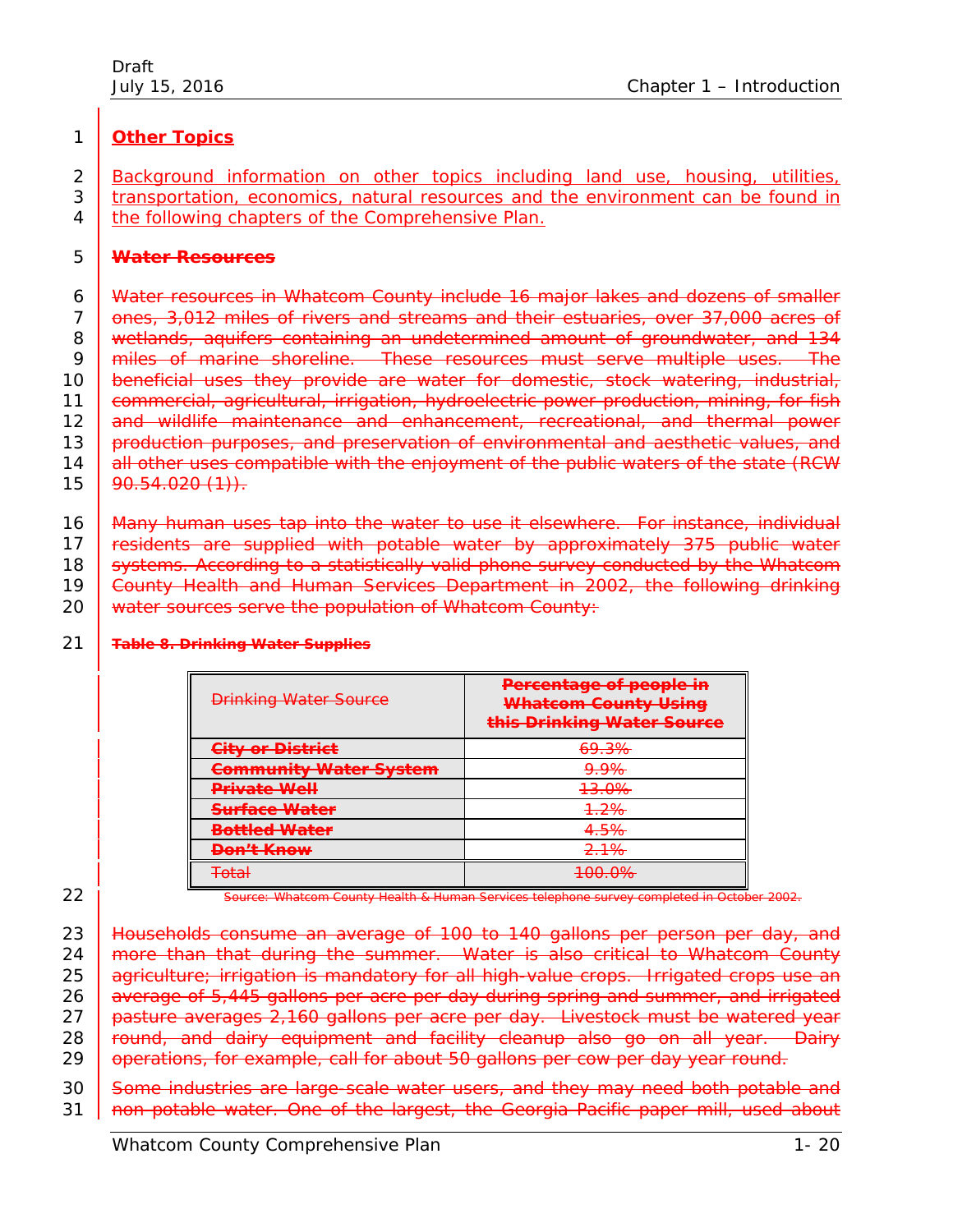## Other Topics

Background information on other topics including land use, housing, utilities, transportation, economics, natural resources and the environment can be found in the following chapters of the Comprehensive Plan.

## ~~Water Resources~~

~~Water resources in Whatcom County include 16 major lakes and dozens of smaller ones, 3,012 miles of rivers and streams and their estuaries, over 37,000 acres of wetlands, aquifers containing an undetermined amount of groundwater, and 134 miles of marine shoreline. These resources must serve multiple uses. The beneficial uses they provide are water for domestic, stock watering, industrial, commercial, agricultural, irrigation, hydroelectric power production, mining, for fish and wildlife maintenance and enhancement, recreational, and thermal power production purposes, and preservation of environmental and aesthetic values, and all other uses compatible with the enjoyment of the public waters of the state (RCW 90.54.020 (1)).~~

~~Many human uses tap into the water to use it elsewhere. For instance, individual residents are supplied with potable water by approximately 375 public water systems. According to a statistically valid phone survey conducted by the Whatcom County Health and Human Services Department in 2002, the following drinking water sources serve the population of Whatcom County:~~

~~**Table 8. Drinking Water Supplies**~~

| ~~Drinking Water Source~~ | ~~**Percentage of people in Whatcom County Using this Drinking Water Source**~~ |
|---|---|
| ~~**City or District**~~ | ~~69.3%~~ |
| ~~**Community Water System**~~ | ~~9.9%~~ |
| ~~**Private Well**~~ | ~~13.0%~~ |
| ~~**Surface Water**~~ | ~~1.2%~~ |
| ~~**Bottled Water**~~ | ~~4.5%~~ |
| ~~**Don't Know**~~ | ~~2.1%~~ |
| ~~Total~~ | ~~100.0%~~ |

~~Source: Whatcom County Health & Human Services telephone survey completed in October 2002.~~

~~Households consume an average of 100 to 140 gallons per person per day, and more than that during the summer. Water is also critical to Whatcom County agriculture; irrigation is mandatory for all high-value crops. Irrigated crops use an average of 5,445 gallons per acre per day during spring and summer, and irrigated pasture averages 2,160 gallons per acre per day. Livestock must be watered year round, and dairy equipment and facility cleanup also go on all year. Dairy operations, for example, call for about 50 gallons per cow per day year round.~~

~~Some industries are large-scale water users, and they may need both potable and non-potable water. One of the largest, the Georgia Pacific paper mill, used about~~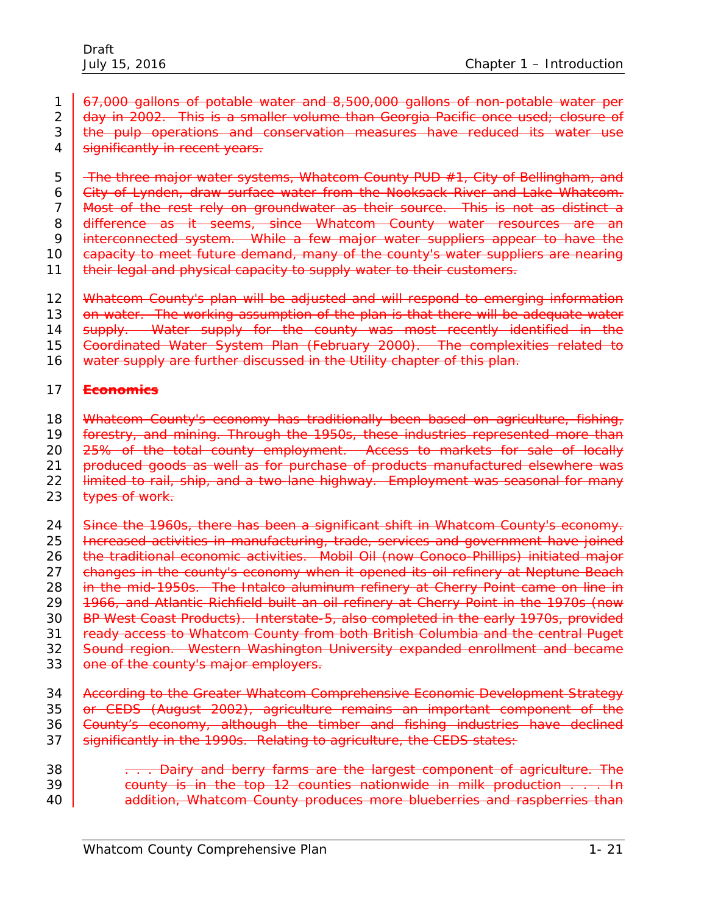~~67,000 gallons of potable water and 8,500,000 gallons of non-potable water per day in 2002. This is a smaller volume than Georgia Pacific once used; closure of the pulp operations and conservation measures have reduced its water use significantly in recent years.~~

~~The three major water systems, Whatcom County PUD #1, City of Bellingham, and City of Lynden, draw surface water from the Nooksack River and Lake Whatcom. Most of the rest rely on groundwater as their source. This is not as distinct a difference as it seems, since Whatcom County water resources are an interconnected system. While a few major water suppliers appear to have the capacity to meet future demand, many of the county's water suppliers are nearing their legal and physical capacity to supply water to their customers.~~

~~Whatcom County's plan will be adjusted and will respond to emerging information on water. The working assumption of the plan is that there will be adequate water supply. Water supply for the county was most recently identified in the Coordinated Water System Plan (February 2000). The complexities related to water supply are further discussed in the Utility chapter of this plan.~~

**~~Economics~~**

~~Whatcom County's economy has traditionally been based on agriculture, fishing, forestry, and mining. Through the 1950s, these industries represented more than 25% of the total county employment. Access to markets for sale of locally produced goods as well as for purchase of products manufactured elsewhere was limited to rail, ship, and a two-lane highway. Employment was seasonal for many types of work.~~

~~Since the 1960s, there has been a significant shift in Whatcom County's economy. Increased activities in manufacturing, trade, services and government have joined the traditional economic activities. Mobil Oil (now Conoco-Phillips) initiated major changes in the county's economy when it opened its oil refinery at Neptune Beach in the mid-1950s. The Intalco aluminum refinery at Cherry Point came on line in 1966, and Atlantic Richfield built an oil refinery at Cherry Point in the 1970s (now BP West Coast Products). Interstate-5, also completed in the early 1970s, provided ready access to Whatcom County from both British Columbia and the central Puget Sound region. Western Washington University expanded enrollment and became one of the county's major employers.~~

~~According to the Greater Whatcom Comprehensive Economic Development Strategy or CEDS (August 2002), agriculture remains an important component of the County's economy, although the timber and fishing industries have declined significantly in the 1990s. Relating to agriculture, the CEDS states:~~

> ~~. . . Dairy and berry farms are the largest component of agriculture. The county is in the top 12 counties nationwide in milk production . . . In addition, Whatcom County produces more blueberries and raspberries than~~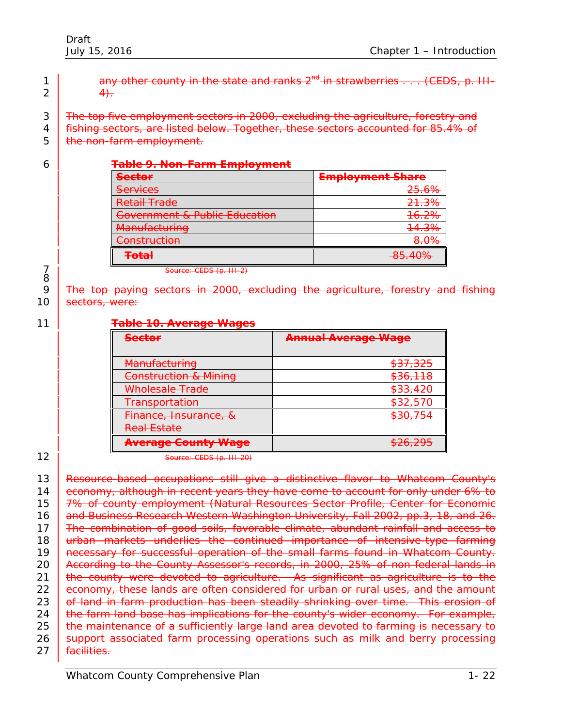any other county in the state and ranks 2nd in strawberries . . . (CEDS, p. III-4).

The top five employment sectors in 2000, excluding the agriculture, forestry and fishing sectors, are listed below. Together, these sectors accounted for 85.4% of the non-farm employment.

**Table 9. Non-Farm Employment**

| Sector | Employment Share |
|---|---|
| Services | 25.6% |
| Retail Trade | 21.3% |
| Government & Public Education | 16.2% |
| Manufacturing | 14.3% |
| Construction | 8.0% |
| **Total** | 85.40% |

Source: CEDS (p. III-2)

The top paying sectors in 2000, excluding the agriculture, forestry and fishing sectors, were:

**Table 10. Average Wages**

| Sector | Annual Average Wage |
|---|---|
| Manufacturing | $37,325 |
| Construction & Mining | $36,118 |
| Wholesale Trade | $33,420 |
| Transportation | $32,570 |
| Finance, Insurance, & Real Estate | $30,754 |
| **Average County Wage** | $26,295 |

Source: CEDS (p. III-20)

Resource-based occupations still give a distinctive flavor to Whatcom County's economy, although in recent years they have come to account for only under 6% to 7% of county employment (Natural Resources Sector Profile, Center for Economic and Business Research Western Washington University, Fall 2002, pp.3, 18, and 26. The combination of good soils, favorable climate, abundant rainfall and access to urban markets underlies the continued importance of intensive-type farming necessary for successful operation of the small farms found in Whatcom County. According to the County Assessor's records, in 2000, 25% of non-federal lands in the county were devoted to agriculture. As significant as agriculture is to the economy, these lands are often considered for urban or rural uses, and the amount of land in farm production has been steadily shrinking over time. This erosion of the farm land base has implications for the county's wider economy. For example, the maintenance of a sufficiently large land area devoted to farming is necessary to support associated farm processing operations such as milk and berry processing facilities.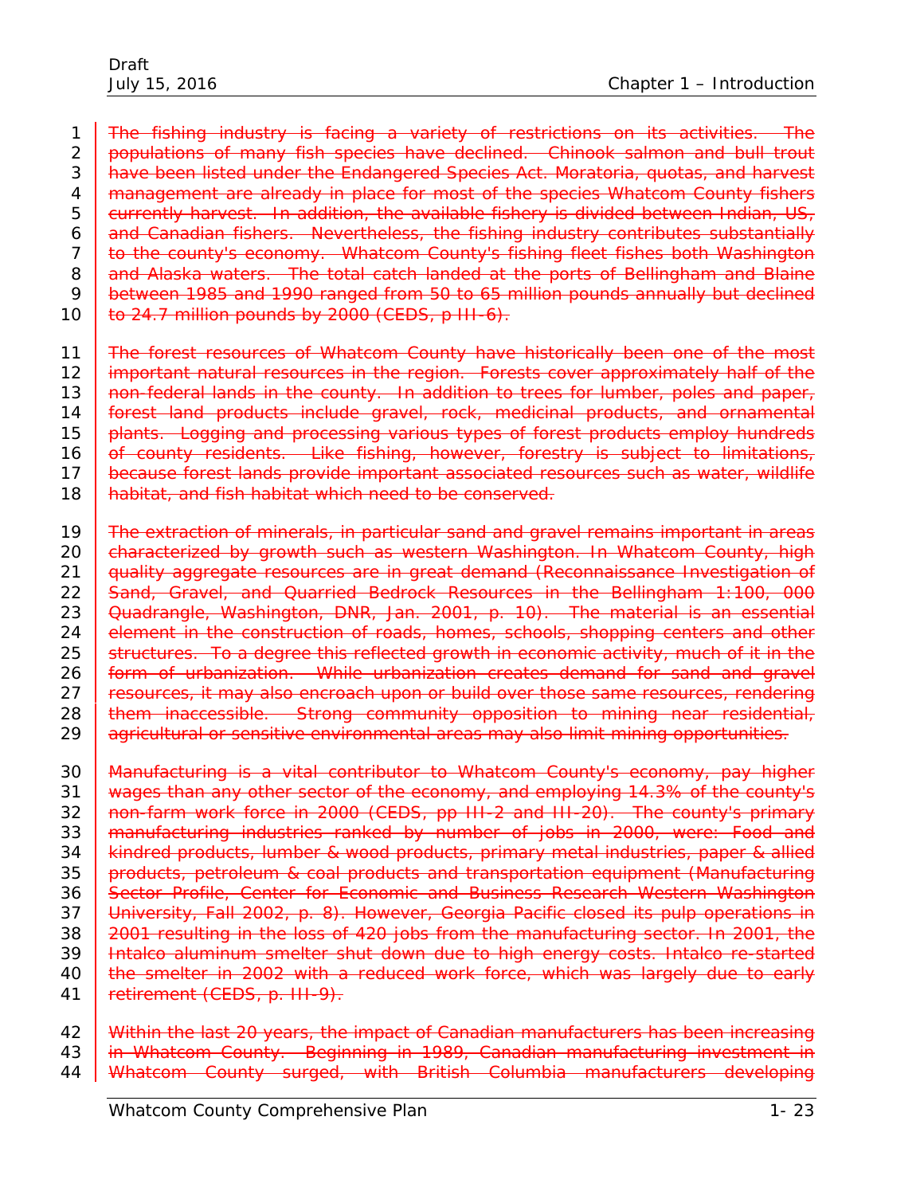~~The fishing industry is facing a variety of restrictions on its activities. The populations of many fish species have declined. Chinook salmon and bull trout have been listed under the Endangered Species Act. Moratoria, quotas, and harvest management are already in place for most of the species Whatcom County fishers currently harvest. In addition, the available fishery is divided between Indian, US, and Canadian fishers. Nevertheless, the fishing industry contributes substantially to the county's economy. Whatcom County's fishing fleet fishes both Washington and Alaska waters. The total catch landed at the ports of Bellingham and Blaine between 1985 and 1990 ranged from 50 to 65 million pounds annually but declined to 24.7 million pounds by 2000 (CEDS, p III-6).~~

~~The forest resources of Whatcom County have historically been one of the most important natural resources in the region. Forests cover approximately half of the non-federal lands in the county. In addition to trees for lumber, poles and paper, forest land products include gravel, rock, medicinal products, and ornamental plants. Logging and processing various types of forest products employ hundreds of county residents. Like fishing, however, forestry is subject to limitations, because forest lands provide important associated resources such as water, wildlife habitat, and fish habitat which need to be conserved.~~

~~The extraction of minerals, in particular sand and gravel remains important in areas characterized by growth such as western Washington. In Whatcom County, high quality aggregate resources are in great demand (Reconnaissance Investigation of Sand, Gravel, and Quarried Bedrock Resources in the Bellingham 1:100, 000 Quadrangle, Washington, DNR, Jan. 2001, p. 10). The material is an essential element in the construction of roads, homes, schools, shopping centers and other structures. To a degree this reflected growth in economic activity, much of it in the form of urbanization. While urbanization creates demand for sand and gravel resources, it may also encroach upon or build over those same resources, rendering them inaccessible. Strong community opposition to mining near residential, agricultural or sensitive environmental areas may also limit mining opportunities.~~

~~Manufacturing is a vital contributor to Whatcom County's economy, pay higher wages than any other sector of the economy, and employing 14.3% of the county's non-farm work force in 2000 (CEDS, pp III-2 and III-20). The county's primary manufacturing industries ranked by number of jobs in 2000, were: Food and kindred products, lumber & wood products, primary metal industries, paper & allied products, petroleum & coal products and transportation equipment (Manufacturing Sector Profile, Center for Economic and Business Research Western Washington University, Fall 2002, p. 8). However, Georgia Pacific closed its pulp operations in 2001 resulting in the loss of 420 jobs from the manufacturing sector. In 2001, the Intalco aluminum smelter shut down due to high energy costs. Intalco re-started the smelter in 2002 with a reduced work force, which was largely due to early retirement (CEDS, p. III-9).~~

~~Within the last 20 years, the impact of Canadian manufacturers has been increasing in Whatcom County. Beginning in 1989, Canadian manufacturing investment in Whatcom County surged, with British Columbia manufacturers developing~~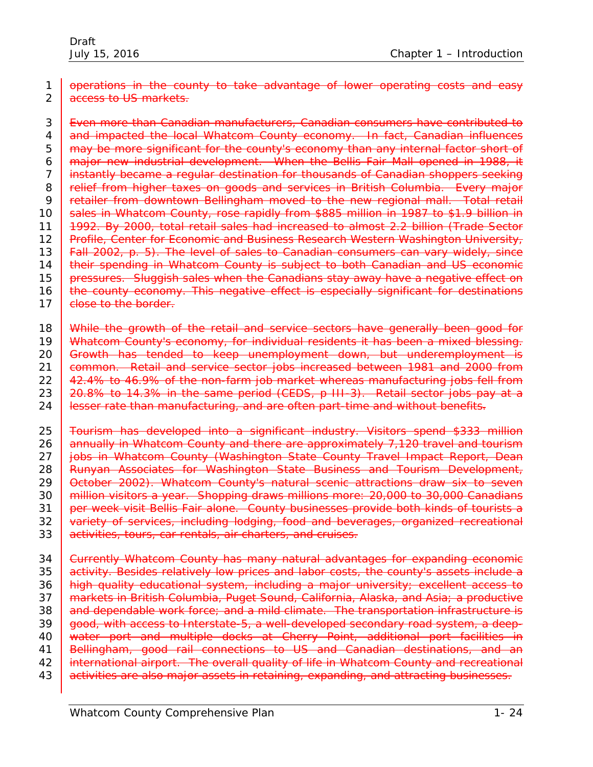~~operations in the county to take advantage of lower operating costs and easy access to US markets.~~

~~Even more than Canadian manufacturers, Canadian consumers have contributed to and impacted the local Whatcom County economy. In fact, Canadian influences may be more significant for the county's economy than any internal factor short of major new industrial development. When the Bellis Fair Mall opened in 1988, it instantly became a regular destination for thousands of Canadian shoppers seeking relief from higher taxes on goods and services in British Columbia. Every major retailer from downtown Bellingham moved to the new regional mall. Total retail sales in Whatcom County, rose rapidly from $885 million in 1987 to $1.9 billion in 1992. By 2000, total retail sales had increased to almost 2.2 billion (Trade Sector Profile, Center for Economic and Business Research Western Washington University, Fall 2002, p. 5). The level of sales to Canadian consumers can vary widely, since their spending in Whatcom County is subject to both Canadian and US economic pressures. Sluggish sales when the Canadians stay away have a negative effect on the county economy. This negative effect is especially significant for destinations close to the border.~~

~~While the growth of the retail and service sectors have generally been good for Whatcom County's economy, for individual residents it has been a mixed blessing. Growth has tended to keep unemployment down, but underemployment is common. Retail and service sector jobs increased between 1981 and 2000 from 42.4% to 46.9% of the non-farm job market whereas manufacturing jobs fell from 20.8% to 14.3% in the same period (CEDS, p III-3). Retail sector jobs pay at a lesser rate than manufacturing, and are often part-time and without benefits.~~

~~Tourism has developed into a significant industry. Visitors spend $333 million annually in Whatcom County and there are approximately 7,120 travel and tourism jobs in Whatcom County (Washington State County Travel Impact Report, Dean Runyan Associates for Washington State Business and Tourism Development, October 2002). Whatcom County's natural scenic attractions draw six to seven million visitors a year. Shopping draws millions more: 20,000 to 30,000 Canadians per week visit Bellis Fair alone. County businesses provide both kinds of tourists a variety of services, including lodging, food and beverages, organized recreational activities, tours, car rentals, air charters, and cruises.~~

~~Currently Whatcom County has many natural advantages for expanding economic activity. Besides relatively low prices and labor costs, the county's assets include a high quality educational system, including a major university; excellent access to markets in British Columbia, Puget Sound, California, Alaska, and Asia; a productive and dependable work force; and a mild climate. The transportation infrastructure is good, with access to Interstate-5, a well-developed secondary road system, a deep-water port and multiple docks at Cherry Point, additional port facilities in Bellingham, good rail connections to US and Canadian destinations, and an international airport. The overall quality of life in Whatcom County and recreational activities are also major assets in retaining, expanding, and attracting businesses.~~